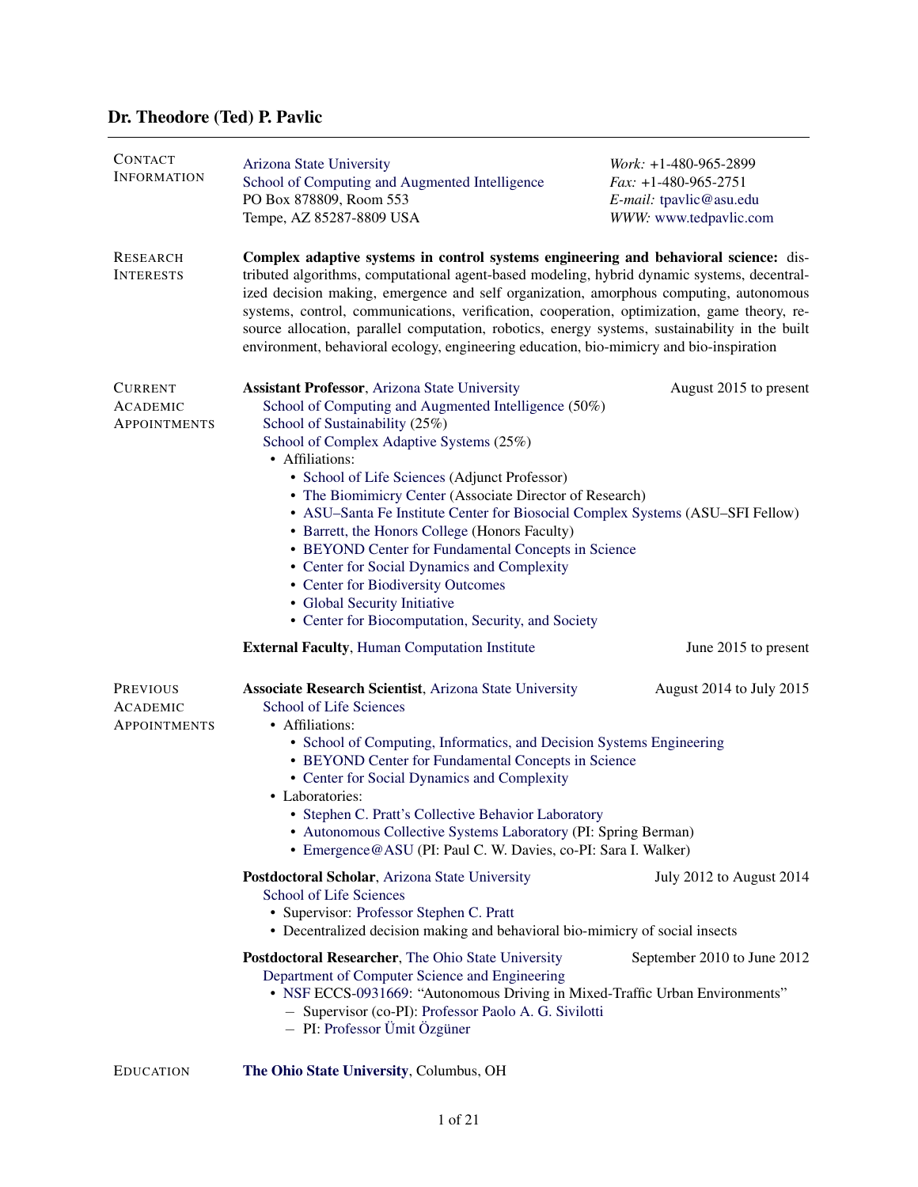# Dr. Theodore (Ted) P. Pavlic

## Contact Information

Arizona State University
School of Computing and Augmented Intelligence
PO Box 878809, Room 553
Tempe, AZ 85287-8809 USA

*Work:* +1-480-965-2899
*Fax:* +1-480-965-2751
*E-mail:* tpavlic@asu.edu
*WWW:* www.tedpavlic.com

## Research Interests

**Complex adaptive systems in control systems engineering and behavioral science:** distributed algorithms, computational agent-based modeling, hybrid dynamic systems, decentralized decision making, emergence and self organization, amorphous computing, autonomous systems, control, communications, verification, cooperation, optimization, game theory, resource allocation, parallel computation, robotics, energy systems, sustainability in the built environment, behavioral ecology, engineering education, bio-mimicry and bio-inspiration

## Current Academic Appointments

**Assistant Professor**, Arizona State University — August 2015 to present

School of Computing and Augmented Intelligence (50%)
School of Sustainability (25%)
School of Complex Adaptive Systems (25%)

- Affiliations:
  - School of Life Sciences (Adjunct Professor)
  - The Biomimicry Center (Associate Director of Research)
  - ASU–Santa Fe Institute Center for Biosocial Complex Systems (ASU–SFI Fellow)
  - Barrett, the Honors College (Honors Faculty)
  - BEYOND Center for Fundamental Concepts in Science
  - Center for Social Dynamics and Complexity
  - Center for Biodiversity Outcomes
  - Global Security Initiative
  - Center for Biocomputation, Security, and Society

**External Faculty**, Human Computation Institute — June 2015 to present

## Previous Academic Appointments

**Associate Research Scientist**, Arizona State University — August 2014 to July 2015

School of Life Sciences

- Affiliations:
  - School of Computing, Informatics, and Decision Systems Engineering
  - BEYOND Center for Fundamental Concepts in Science
  - Center for Social Dynamics and Complexity
- Laboratories:
  - Stephen C. Pratt's Collective Behavior Laboratory
  - Autonomous Collective Systems Laboratory (PI: Spring Berman)
  - Emergence@ASU (PI: Paul C. W. Davies, co-PI: Sara I. Walker)

**Postdoctoral Scholar**, Arizona State University — July 2012 to August 2014

School of Life Sciences

- Supervisor: Professor Stephen C. Pratt
- Decentralized decision making and behavioral bio-mimicry of social insects

**Postdoctoral Researcher**, The Ohio State University — September 2010 to June 2012

Department of Computer Science and Engineering

- NSF ECCS-0931669: "Autonomous Driving in Mixed-Traffic Urban Environments"
  - Supervisor (co-PI): Professor Paolo A. G. Sivilotti
  - PI: Professor Ümit Özgüner

## Education

**The Ohio State University**, Columbus, OH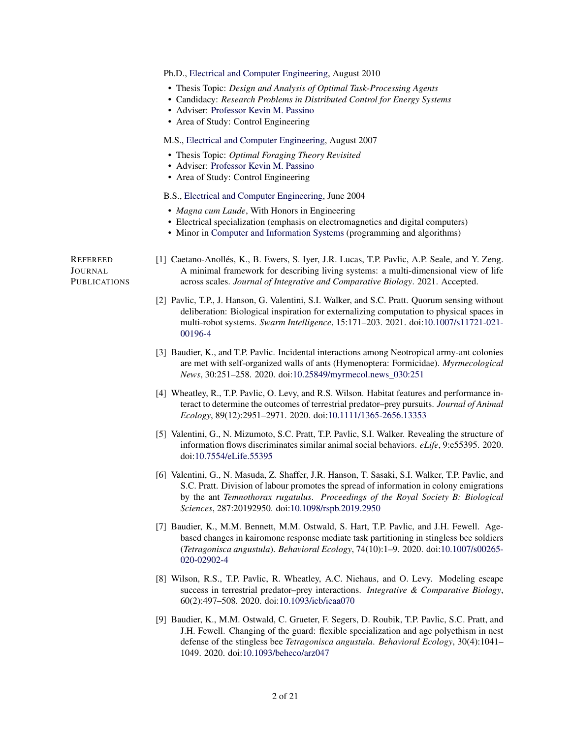Ph.D., Electrical and Computer Engineering, August 2010

- Thesis Topic: *Design and Analysis of Optimal Task-Processing Agents*
- Candidacy: *Research Problems in Distributed Control for Energy Systems*
- Adviser: Professor Kevin M. Passino
- Area of Study: Control Engineering

M.S., Electrical and Computer Engineering, August 2007

- Thesis Topic: *Optimal Foraging Theory Revisited*
- Adviser: Professor Kevin M. Passino
- Area of Study: Control Engineering

B.S., Electrical and Computer Engineering, June 2004

- *Magna cum Laude*, With Honors in Engineering
- Electrical specialization (emphasis on electromagnetics and digital computers)
- Minor in Computer and Information Systems (programming and algorithms)

## Refereed Journal Publications

[1] Caetano-Anollés, K., B. Ewers, S. Iyer, J.R. Lucas, T.P. Pavlic, A.P. Seale, and Y. Zeng. A minimal framework for describing living systems: a multi-dimensional view of life across scales. *Journal of Integrative and Comparative Biology*. 2021. Accepted.

[2] Pavlic, T.P., J. Hanson, G. Valentini, S.I. Walker, and S.C. Pratt. Quorum sensing without deliberation: Biological inspiration for externalizing computation to physical spaces in multi-robot systems. *Swarm Intelligence*, 15:171–203. 2021. doi:10.1007/s11721-021-00196-4

[3] Baudier, K., and T.P. Pavlic. Incidental interactions among Neotropical army-ant colonies are met with self-organized walls of ants (Hymenoptera: Formicidae). *Myrmecological News*, 30:251–258. 2020. doi:10.25849/myrmecol.news_030:251

[4] Wheatley, R., T.P. Pavlic, O. Levy, and R.S. Wilson. Habitat features and performance interact to determine the outcomes of terrestrial predator–prey pursuits. *Journal of Animal Ecology*, 89(12):2951–2971. 2020. doi:10.1111/1365-2656.13353

[5] Valentini, G., N. Mizumoto, S.C. Pratt, T.P. Pavlic, S.I. Walker. Revealing the structure of information flows discriminates similar animal social behaviors. *eLife*, 9:e55395. 2020. doi:10.7554/eLife.55395

[6] Valentini, G., N. Masuda, Z. Shaffer, J.R. Hanson, T. Sasaki, S.I. Walker, T.P. Pavlic, and S.C. Pratt. Division of labour promotes the spread of information in colony emigrations by the ant *Temnothorax rugatulus*. *Proceedings of the Royal Society B: Biological Sciences*, 287:20192950. doi:10.1098/rspb.2019.2950

[7] Baudier, K., M.M. Bennett, M.M. Ostwald, S. Hart, T.P. Pavlic, and J.H. Fewell. Age-based changes in kairomone response mediate task partitioning in stingless bee soldiers (*Tetragonisca angustula*). *Behavioral Ecology*, 74(10):1–9. 2020. doi:10.1007/s00265-020-02902-4

[8] Wilson, R.S., T.P. Pavlic, R. Wheatley, A.C. Niehaus, and O. Levy. Modeling escape success in terrestrial predator–prey interactions. *Integrative & Comparative Biology*, 60(2):497–508. 2020. doi:10.1093/icb/icaa070

[9] Baudier, K., M.M. Ostwald, C. Grueter, F. Segers, D. Roubik, T.P. Pavlic, S.C. Pratt, and J.H. Fewell. Changing of the guard: flexible specialization and age polyethism in nest defense of the stingless bee *Tetragonisca angustula*. *Behavioral Ecology*, 30(4):1041–1049. 2020. doi:10.1093/beheco/arz047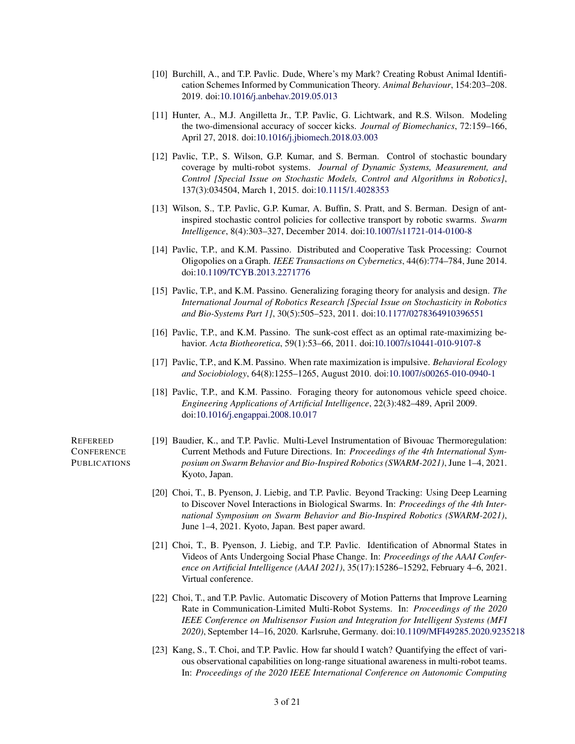[10] Burchill, A., and T.P. Pavlic. Dude, Where's my Mark? Creating Robust Animal Identification Schemes Informed by Communication Theory. *Animal Behaviour*, 154:203–208. 2019. doi:10.1016/j.anbehav.2019.05.013

[11] Hunter, A., M.J. Angilletta Jr., T.P. Pavlic, G. Lichtwark, and R.S. Wilson. Modeling the two-dimensional accuracy of soccer kicks. *Journal of Biomechanics*, 72:159–166, April 27, 2018. doi:10.1016/j.jbiomech.2018.03.003

[12] Pavlic, T.P., S. Wilson, G.P. Kumar, and S. Berman. Control of stochastic boundary coverage by multi-robot systems. *Journal of Dynamic Systems, Measurement, and Control [Special Issue on Stochastic Models, Control and Algorithms in Robotics]*, 137(3):034504, March 1, 2015. doi:10.1115/1.4028353

[13] Wilson, S., T.P. Pavlic, G.P. Kumar, A. Buffin, S. Pratt, and S. Berman. Design of ant-inspired stochastic control policies for collective transport by robotic swarms. *Swarm Intelligence*, 8(4):303–327, December 2014. doi:10.1007/s11721-014-0100-8

[14] Pavlic, T.P., and K.M. Passino. Distributed and Cooperative Task Processing: Cournot Oligopolies on a Graph. *IEEE Transactions on Cybernetics*, 44(6):774–784, June 2014. doi:10.1109/TCYB.2013.2271776

[15] Pavlic, T.P., and K.M. Passino. Generalizing foraging theory for analysis and design. *The International Journal of Robotics Research [Special Issue on Stochasticity in Robotics and Bio-Systems Part 1]*, 30(5):505–523, 2011. doi:10.1177/0278364910396551

[16] Pavlic, T.P., and K.M. Passino. The sunk-cost effect as an optimal rate-maximizing behavior. *Acta Biotheoretica*, 59(1):53–66, 2011. doi:10.1007/s10441-010-9107-8

[17] Pavlic, T.P., and K.M. Passino. When rate maximization is impulsive. *Behavioral Ecology and Sociobiology*, 64(8):1255–1265, August 2010. doi:10.1007/s00265-010-0940-1

[18] Pavlic, T.P., and K.M. Passino. Foraging theory for autonomous vehicle speed choice. *Engineering Applications of Artificial Intelligence*, 22(3):482–489, April 2009. doi:10.1016/j.engappai.2008.10.017

## Refereed Conference Publications

[19] Baudier, K., and T.P. Pavlic. Multi-Level Instrumentation of Bivouac Thermoregulation: Current Methods and Future Directions. In: *Proceedings of the 4th International Symposium on Swarm Behavior and Bio-Inspired Robotics (SWARM-2021)*, June 1–4, 2021. Kyoto, Japan.

[20] Choi, T., B. Pyenson, J. Liebig, and T.P. Pavlic. Beyond Tracking: Using Deep Learning to Discover Novel Interactions in Biological Swarms. In: *Proceedings of the 4th International Symposium on Swarm Behavior and Bio-Inspired Robotics (SWARM-2021)*, June 1–4, 2021. Kyoto, Japan. Best paper award.

[21] Choi, T., B. Pyenson, J. Liebig, and T.P. Pavlic. Identification of Abnormal States in Videos of Ants Undergoing Social Phase Change. In: *Proceedings of the AAAI Conference on Artificial Intelligence (AAAI 2021)*, 35(17):15286–15292, February 4–6, 2021. Virtual conference.

[22] Choi, T., and T.P. Pavlic. Automatic Discovery of Motion Patterns that Improve Learning Rate in Communication-Limited Multi-Robot Systems. In: *Proceedings of the 2020 IEEE Conference on Multisensor Fusion and Integration for Intelligent Systems (MFI 2020)*, September 14–16, 2020. Karlsruhe, Germany. doi:10.1109/MFI49285.2020.9235218

[23] Kang, S., T. Choi, and T.P. Pavlic. How far should I watch? Quantifying the effect of various observational capabilities on long-range situational awareness in multi-robot teams. In: *Proceedings of the 2020 IEEE International Conference on Autonomic Computing*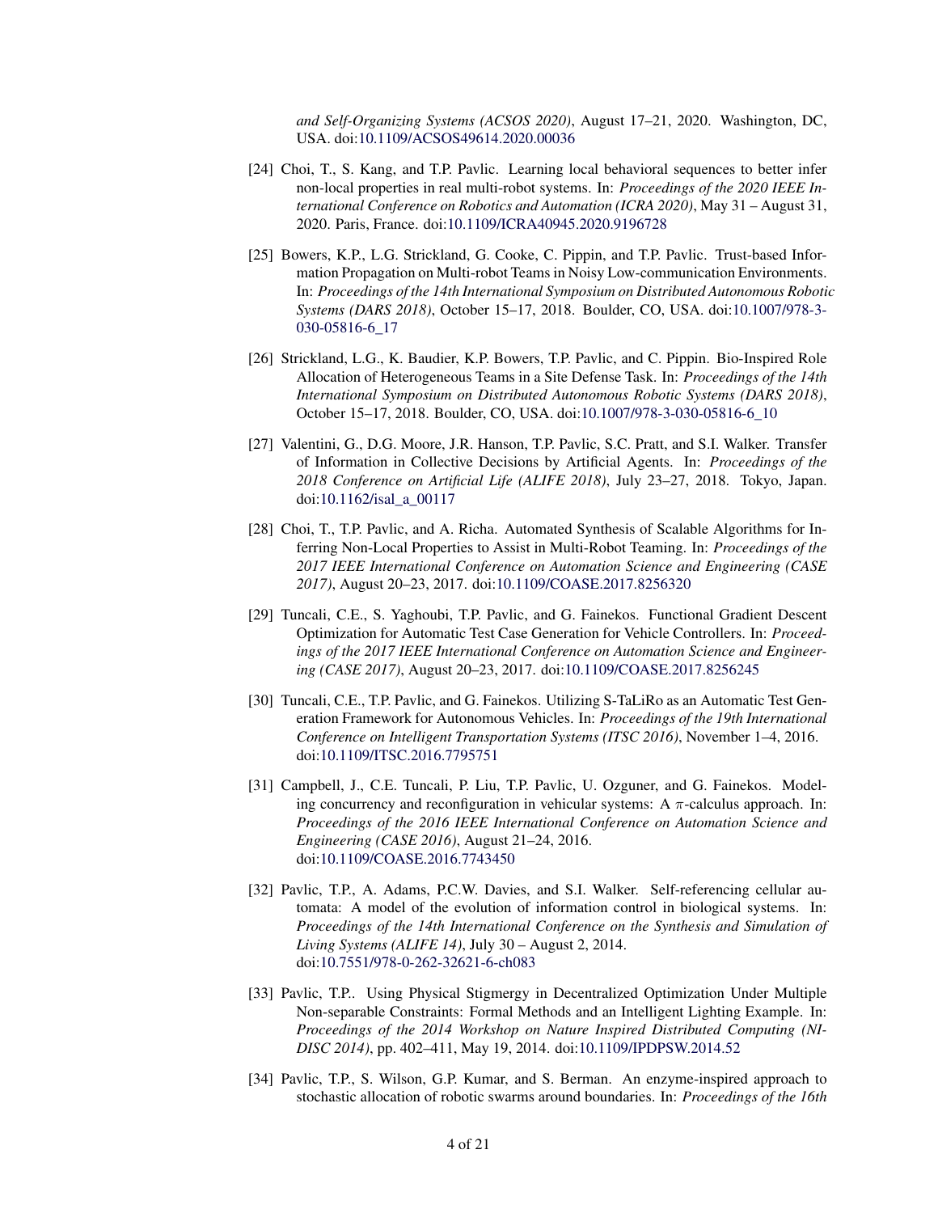*and Self-Organizing Systems (ACSOS 2020)*, August 17–21, 2020. Washington, DC, USA. doi:10.1109/ACSOS49614.2020.00036

[24] Choi, T., S. Kang, and T.P. Pavlic. Learning local behavioral sequences to better infer non-local properties in real multi-robot systems. In: *Proceedings of the 2020 IEEE International Conference on Robotics and Automation (ICRA 2020)*, May 31 – August 31, 2020. Paris, France. doi:10.1109/ICRA40945.2020.9196728

[25] Bowers, K.P., L.G. Strickland, G. Cooke, C. Pippin, and T.P. Pavlic. Trust-based Information Propagation on Multi-robot Teams in Noisy Low-communication Environments. In: *Proceedings of the 14th International Symposium on Distributed Autonomous Robotic Systems (DARS 2018)*, October 15–17, 2018. Boulder, CO, USA. doi:10.1007/978-3-030-05816-6_17

[26] Strickland, L.G., K. Baudier, K.P. Bowers, T.P. Pavlic, and C. Pippin. Bio-Inspired Role Allocation of Heterogeneous Teams in a Site Defense Task. In: *Proceedings of the 14th International Symposium on Distributed Autonomous Robotic Systems (DARS 2018)*, October 15–17, 2018. Boulder, CO, USA. doi:10.1007/978-3-030-05816-6_10

[27] Valentini, G., D.G. Moore, J.R. Hanson, T.P. Pavlic, S.C. Pratt, and S.I. Walker. Transfer of Information in Collective Decisions by Artificial Agents. In: *Proceedings of the 2018 Conference on Artificial Life (ALIFE 2018)*, July 23–27, 2018. Tokyo, Japan. doi:10.1162/isal_a_00117

[28] Choi, T., T.P. Pavlic, and A. Richa. Automated Synthesis of Scalable Algorithms for Inferring Non-Local Properties to Assist in Multi-Robot Teaming. In: *Proceedings of the 2017 IEEE International Conference on Automation Science and Engineering (CASE 2017)*, August 20–23, 2017. doi:10.1109/COASE.2017.8256320

[29] Tuncali, C.E., S. Yaghoubi, T.P. Pavlic, and G. Fainekos. Functional Gradient Descent Optimization for Automatic Test Case Generation for Vehicle Controllers. In: *Proceedings of the 2017 IEEE International Conference on Automation Science and Engineering (CASE 2017)*, August 20–23, 2017. doi:10.1109/COASE.2017.8256245

[30] Tuncali, C.E., T.P. Pavlic, and G. Fainekos. Utilizing S-TaLiRo as an Automatic Test Generation Framework for Autonomous Vehicles. In: *Proceedings of the 19th International Conference on Intelligent Transportation Systems (ITSC 2016)*, November 1–4, 2016. doi:10.1109/ITSC.2016.7795751

[31] Campbell, J., C.E. Tuncali, P. Liu, T.P. Pavlic, U. Ozguner, and G. Fainekos. Modeling concurrency and reconfiguration in vehicular systems: A $\pi$-calculus approach. In: *Proceedings of the 2016 IEEE International Conference on Automation Science and Engineering (CASE 2016)*, August 21–24, 2016. doi:10.1109/COASE.2016.7743450

[32] Pavlic, T.P., A. Adams, P.C.W. Davies, and S.I. Walker. Self-referencing cellular automata: A model of the evolution of information control in biological systems. In: *Proceedings of the 14th International Conference on the Synthesis and Simulation of Living Systems (ALIFE 14)*, July 30 – August 2, 2014. doi:10.7551/978-0-262-32621-6-ch083

[33] Pavlic, T.P.. Using Physical Stigmergy in Decentralized Optimization Under Multiple Non-separable Constraints: Formal Methods and an Intelligent Lighting Example. In: *Proceedings of the 2014 Workshop on Nature Inspired Distributed Computing (NIDISC 2014)*, pp. 402–411, May 19, 2014. doi:10.1109/IPDPSW.2014.52

[34] Pavlic, T.P., S. Wilson, G.P. Kumar, and S. Berman. An enzyme-inspired approach to stochastic allocation of robotic swarms around boundaries. In: *Proceedings of the 16th*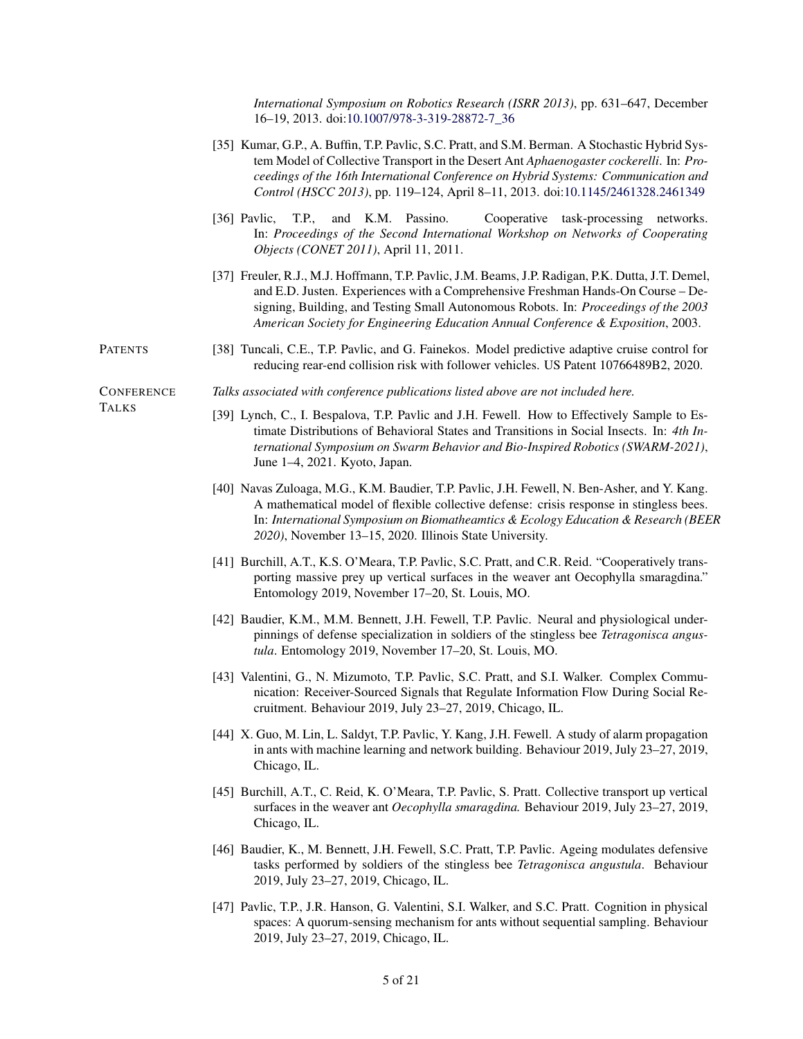*International Symposium on Robotics Research (ISRR 2013)*, pp. 631–647, December 16–19, 2013. doi:10.1007/978-3-319-28872-7_36

[35] Kumar, G.P., A. Buffin, T.P. Pavlic, S.C. Pratt, and S.M. Berman. A Stochastic Hybrid System Model of Collective Transport in the Desert Ant *Aphaenogaster cockerelli*. In: *Proceedings of the 16th International Conference on Hybrid Systems: Communication and Control (HSCC 2013)*, pp. 119–124, April 8–11, 2013. doi:10.1145/2461328.2461349

[36] Pavlic, T.P., and K.M. Passino. Cooperative task-processing networks. In: *Proceedings of the Second International Workshop on Networks of Cooperating Objects (CONET 2011)*, April 11, 2011.

[37] Freuler, R.J., M.J. Hoffmann, T.P. Pavlic, J.M. Beams, J.P. Radigan, P.K. Dutta, J.T. Demel, and E.D. Justen. Experiences with a Comprehensive Freshman Hands-On Course – Designing, Building, and Testing Small Autonomous Robots. In: *Proceedings of the 2003 American Society for Engineering Education Annual Conference & Exposition*, 2003.

## PATENTS

[38] Tuncali, C.E., T.P. Pavlic, and G. Fainekos. Model predictive adaptive cruise control for reducing rear-end collision risk with follower vehicles. US Patent 10766489B2, 2020.

## CONFERENCE TALKS

*Talks associated with conference publications listed above are not included here.*

[39] Lynch, C., I. Bespalova, T.P. Pavlic and J.H. Fewell. How to Effectively Sample to Estimate Distributions of Behavioral States and Transitions in Social Insects. In: *4th International Symposium on Swarm Behavior and Bio-Inspired Robotics (SWARM-2021)*, June 1–4, 2021. Kyoto, Japan.

[40] Navas Zuloaga, M.G., K.M. Baudier, T.P. Pavlic, J.H. Fewell, N. Ben-Asher, and Y. Kang. A mathematical model of flexible collective defense: crisis response in stingless bees. In: *International Symposium on Biomatheamtics & Ecology Education & Research (BEER 2020)*, November 13–15, 2020. Illinois State University.

[41] Burchill, A.T., K.S. O'Meara, T.P. Pavlic, S.C. Pratt, and C.R. Reid. "Cooperatively transporting massive prey up vertical surfaces in the weaver ant Oecophylla smaragdina." Entomology 2019, November 17–20, St. Louis, MO.

[42] Baudier, K.M., M.M. Bennett, J.H. Fewell, T.P. Pavlic. Neural and physiological underpinnings of defense specialization in soldiers of the stingless bee *Tetragonisca angustula*. Entomology 2019, November 17–20, St. Louis, MO.

[43] Valentini, G., N. Mizumoto, T.P. Pavlic, S.C. Pratt, and S.I. Walker. Complex Communication: Receiver-Sourced Signals that Regulate Information Flow During Social Recruitment. Behaviour 2019, July 23–27, 2019, Chicago, IL.

[44] X. Guo, M. Lin, L. Saldyt, T.P. Pavlic, Y. Kang, J.H. Fewell. A study of alarm propagation in ants with machine learning and network building. Behaviour 2019, July 23–27, 2019, Chicago, IL.

[45] Burchill, A.T., C. Reid, K. O'Meara, T.P. Pavlic, S. Pratt. Collective transport up vertical surfaces in the weaver ant *Oecophylla smaragdina.* Behaviour 2019, July 23–27, 2019, Chicago, IL.

[46] Baudier, K., M. Bennett, J.H. Fewell, S.C. Pratt, T.P. Pavlic. Ageing modulates defensive tasks performed by soldiers of the stingless bee *Tetragonisca angustula*. Behaviour 2019, July 23–27, 2019, Chicago, IL.

[47] Pavlic, T.P., J.R. Hanson, G. Valentini, S.I. Walker, and S.C. Pratt. Cognition in physical spaces: A quorum-sensing mechanism for ants without sequential sampling. Behaviour 2019, July 23–27, 2019, Chicago, IL.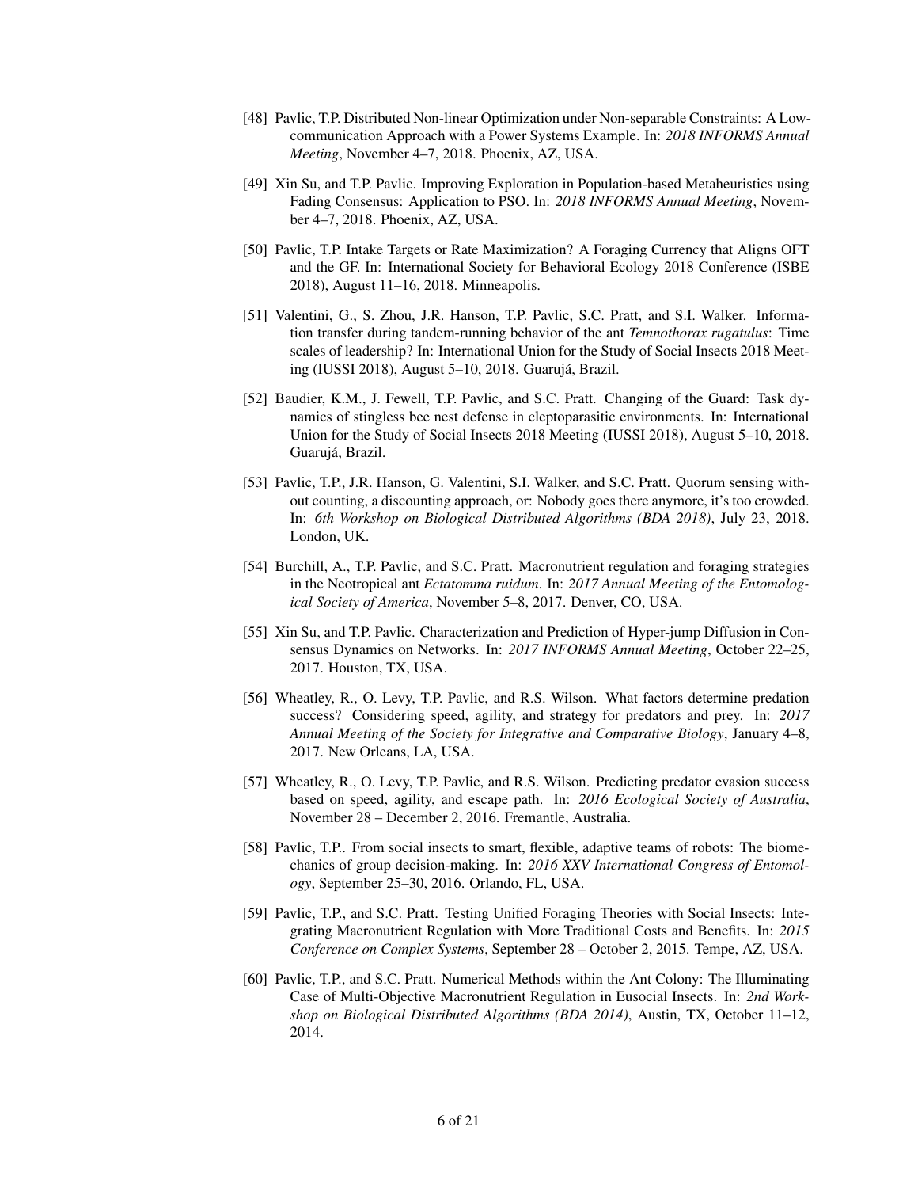[48] Pavlic, T.P. Distributed Non-linear Optimization under Non-separable Constraints: A Low-communication Approach with a Power Systems Example. In: *2018 INFORMS Annual Meeting*, November 4–7, 2018. Phoenix, AZ, USA.

[49] Xin Su, and T.P. Pavlic. Improving Exploration in Population-based Metaheuristics using Fading Consensus: Application to PSO. In: *2018 INFORMS Annual Meeting*, November 4–7, 2018. Phoenix, AZ, USA.

[50] Pavlic, T.P. Intake Targets or Rate Maximization? A Foraging Currency that Aligns OFT and the GF. In: International Society for Behavioral Ecology 2018 Conference (ISBE 2018), August 11–16, 2018. Minneapolis.

[51] Valentini, G., S. Zhou, J.R. Hanson, T.P. Pavlic, S.C. Pratt, and S.I. Walker. Information transfer during tandem-running behavior of the ant *Temnothorax rugatulus*: Time scales of leadership? In: International Union for the Study of Social Insects 2018 Meeting (IUSSI 2018), August 5–10, 2018. Guarujá, Brazil.

[52] Baudier, K.M., J. Fewell, T.P. Pavlic, and S.C. Pratt. Changing of the Guard: Task dynamics of stingless bee nest defense in cleptoparasitic environments. In: International Union for the Study of Social Insects 2018 Meeting (IUSSI 2018), August 5–10, 2018. Guarujá, Brazil.

[53] Pavlic, T.P., J.R. Hanson, G. Valentini, S.I. Walker, and S.C. Pratt. Quorum sensing without counting, a discounting approach, or: Nobody goes there anymore, it's too crowded. In: *6th Workshop on Biological Distributed Algorithms (BDA 2018)*, July 23, 2018. London, UK.

[54] Burchill, A., T.P. Pavlic, and S.C. Pratt. Macronutrient regulation and foraging strategies in the Neotropical ant *Ectatomma ruidum*. In: *2017 Annual Meeting of the Entomological Society of America*, November 5–8, 2017. Denver, CO, USA.

[55] Xin Su, and T.P. Pavlic. Characterization and Prediction of Hyper-jump Diffusion in Consensus Dynamics on Networks. In: *2017 INFORMS Annual Meeting*, October 22–25, 2017. Houston, TX, USA.

[56] Wheatley, R., O. Levy, T.P. Pavlic, and R.S. Wilson. What factors determine predation success? Considering speed, agility, and strategy for predators and prey. In: *2017 Annual Meeting of the Society for Integrative and Comparative Biology*, January 4–8, 2017. New Orleans, LA, USA.

[57] Wheatley, R., O. Levy, T.P. Pavlic, and R.S. Wilson. Predicting predator evasion success based on speed, agility, and escape path. In: *2016 Ecological Society of Australia*, November 28 – December 2, 2016. Fremantle, Australia.

[58] Pavlic, T.P.. From social insects to smart, flexible, adaptive teams of robots: The biomechanics of group decision-making. In: *2016 XXV International Congress of Entomology*, September 25–30, 2016. Orlando, FL, USA.

[59] Pavlic, T.P., and S.C. Pratt. Testing Unified Foraging Theories with Social Insects: Integrating Macronutrient Regulation with More Traditional Costs and Benefits. In: *2015 Conference on Complex Systems*, September 28 – October 2, 2015. Tempe, AZ, USA.

[60] Pavlic, T.P., and S.C. Pratt. Numerical Methods within the Ant Colony: The Illuminating Case of Multi-Objective Macronutrient Regulation in Eusocial Insects. In: *2nd Workshop on Biological Distributed Algorithms (BDA 2014)*, Austin, TX, October 11–12, 2014.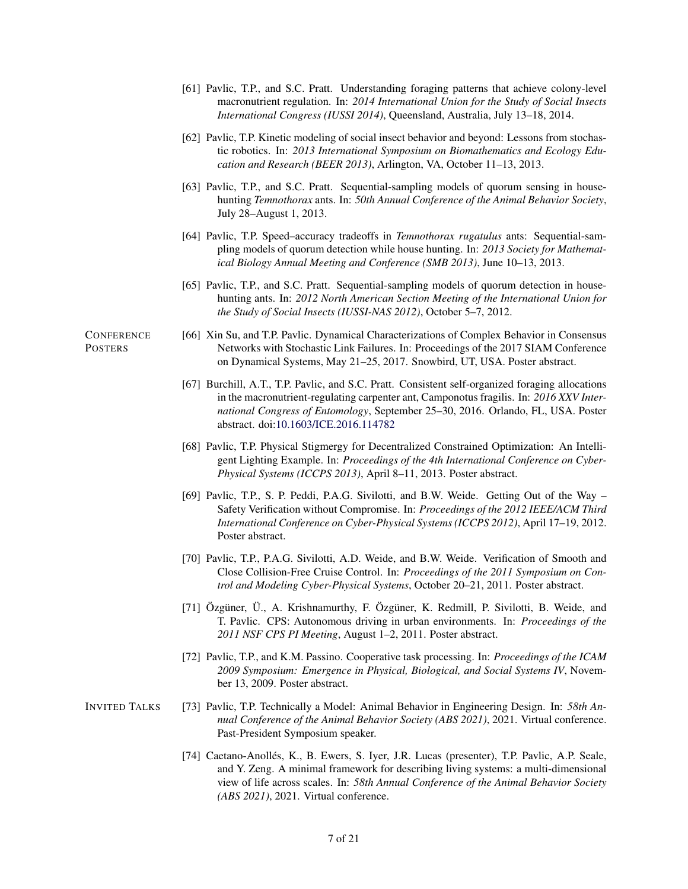[61] Pavlic, T.P., and S.C. Pratt. Understanding foraging patterns that achieve colony-level macronutrient regulation. In: *2014 International Union for the Study of Social Insects International Congress (IUSSI 2014)*, Queensland, Australia, July 13–18, 2014.

[62] Pavlic, T.P. Kinetic modeling of social insect behavior and beyond: Lessons from stochastic robotics. In: *2013 International Symposium on Biomathematics and Ecology Education and Research (BEER 2013)*, Arlington, VA, October 11–13, 2013.

[63] Pavlic, T.P., and S.C. Pratt. Sequential-sampling models of quorum sensing in house-hunting *Temnothorax* ants. In: *50th Annual Conference of the Animal Behavior Society*, July 28–August 1, 2013.

[64] Pavlic, T.P. Speed–accuracy tradeoffs in *Temnothorax rugatulus* ants: Sequential-sampling models of quorum detection while house hunting. In: *2013 Society for Mathematical Biology Annual Meeting and Conference (SMB 2013)*, June 10–13, 2013.

[65] Pavlic, T.P., and S.C. Pratt. Sequential-sampling models of quorum detection in house-hunting ants. In: *2012 North American Section Meeting of the International Union for the Study of Social Insects (IUSSI-NAS 2012)*, October 5–7, 2012.

## Conference Posters

[66] Xin Su, and T.P. Pavlic. Dynamical Characterizations of Complex Behavior in Consensus Networks with Stochastic Link Failures. In: Proceedings of the 2017 SIAM Conference on Dynamical Systems, May 21–25, 2017. Snowbird, UT, USA. Poster abstract.

[67] Burchill, A.T., T.P. Pavlic, and S.C. Pratt. Consistent self-organized foraging allocations in the macronutrient-regulating carpenter ant, Camponotus fragilis. In: *2016 XXV International Congress of Entomology*, September 25–30, 2016. Orlando, FL, USA. Poster abstract. doi:10.1603/ICE.2016.114782

[68] Pavlic, T.P. Physical Stigmergy for Decentralized Constrained Optimization: An Intelligent Lighting Example. In: *Proceedings of the 4th International Conference on Cyber-Physical Systems (ICCPS 2013)*, April 8–11, 2013. Poster abstract.

[69] Pavlic, T.P., S. P. Peddi, P.A.G. Sivilotti, and B.W. Weide. Getting Out of the Way – Safety Verification without Compromise. In: *Proceedings of the 2012 IEEE/ACM Third International Conference on Cyber-Physical Systems (ICCPS 2012)*, April 17–19, 2012. Poster abstract.

[70] Pavlic, T.P., P.A.G. Sivilotti, A.D. Weide, and B.W. Weide. Verification of Smooth and Close Collision-Free Cruise Control. In: *Proceedings of the 2011 Symposium on Control and Modeling Cyber-Physical Systems*, October 20–21, 2011. Poster abstract.

[71] Özgüner, Ü., A. Krishnamurthy, F. Özgüner, K. Redmill, P. Sivilotti, B. Weide, and T. Pavlic. CPS: Autonomous driving in urban environments. In: *Proceedings of the 2011 NSF CPS PI Meeting*, August 1–2, 2011. Poster abstract.

[72] Pavlic, T.P., and K.M. Passino. Cooperative task processing. In: *Proceedings of the ICAM 2009 Symposium: Emergence in Physical, Biological, and Social Systems IV*, November 13, 2009. Poster abstract.

## Invited Talks

[73] Pavlic, T.P. Technically a Model: Animal Behavior in Engineering Design. In: *58th Annual Conference of the Animal Behavior Society (ABS 2021)*, 2021. Virtual conference. Past-President Symposium speaker.

[74] Caetano-Anollés, K., B. Ewers, S. Iyer, J.R. Lucas (presenter), T.P. Pavlic, A.P. Seale, and Y. Zeng. A minimal framework for describing living systems: a multi-dimensional view of life across scales. In: *58th Annual Conference of the Animal Behavior Society (ABS 2021)*, 2021. Virtual conference.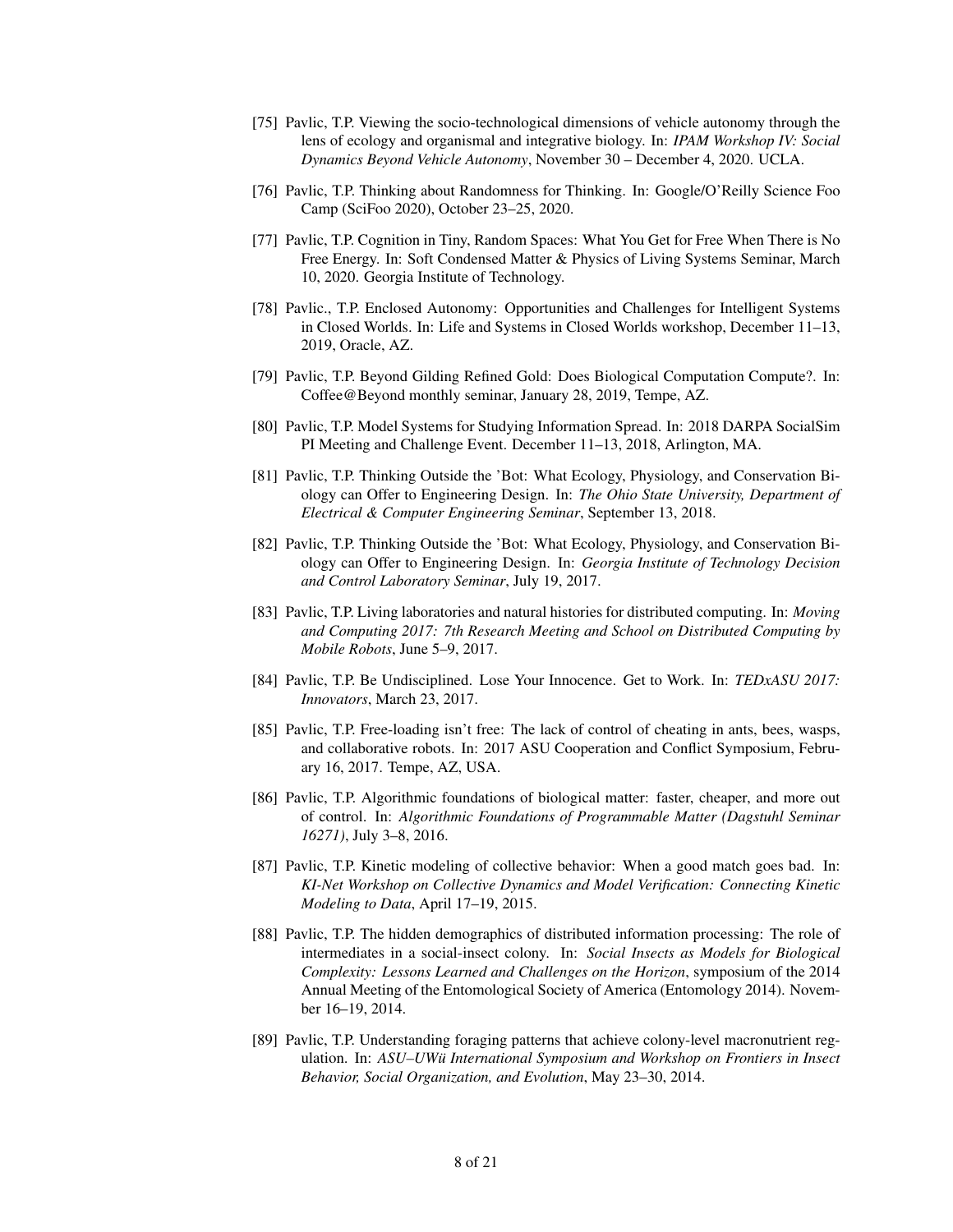[75] Pavlic, T.P. Viewing the socio-technological dimensions of vehicle autonomy through the lens of ecology and organismal and integrative biology. In: *IPAM Workshop IV: Social Dynamics Beyond Vehicle Autonomy*, November 30 – December 4, 2020. UCLA.

[76] Pavlic, T.P. Thinking about Randomness for Thinking. In: Google/O'Reilly Science Foo Camp (SciFoo 2020), October 23–25, 2020.

[77] Pavlic, T.P. Cognition in Tiny, Random Spaces: What You Get for Free When There is No Free Energy. In: Soft Condensed Matter & Physics of Living Systems Seminar, March 10, 2020. Georgia Institute of Technology.

[78] Pavlic., T.P. Enclosed Autonomy: Opportunities and Challenges for Intelligent Systems in Closed Worlds. In: Life and Systems in Closed Worlds workshop, December 11–13, 2019, Oracle, AZ.

[79] Pavlic, T.P. Beyond Gilding Refined Gold: Does Biological Computation Compute?. In: Coffee@Beyond monthly seminar, January 28, 2019, Tempe, AZ.

[80] Pavlic, T.P. Model Systems for Studying Information Spread. In: 2018 DARPA SocialSim PI Meeting and Challenge Event. December 11–13, 2018, Arlington, MA.

[81] Pavlic, T.P. Thinking Outside the 'Bot: What Ecology, Physiology, and Conservation Biology can Offer to Engineering Design. In: *The Ohio State University, Department of Electrical & Computer Engineering Seminar*, September 13, 2018.

[82] Pavlic, T.P. Thinking Outside the 'Bot: What Ecology, Physiology, and Conservation Biology can Offer to Engineering Design. In: *Georgia Institute of Technology Decision and Control Laboratory Seminar*, July 19, 2017.

[83] Pavlic, T.P. Living laboratories and natural histories for distributed computing. In: *Moving and Computing 2017: 7th Research Meeting and School on Distributed Computing by Mobile Robots*, June 5–9, 2017.

[84] Pavlic, T.P. Be Undisciplined. Lose Your Innocence. Get to Work. In: *TEDxASU 2017: Innovators*, March 23, 2017.

[85] Pavlic, T.P. Free-loading isn't free: The lack of control of cheating in ants, bees, wasps, and collaborative robots. In: 2017 ASU Cooperation and Conflict Symposium, February 16, 2017. Tempe, AZ, USA.

[86] Pavlic, T.P. Algorithmic foundations of biological matter: faster, cheaper, and more out of control. In: *Algorithmic Foundations of Programmable Matter (Dagstuhl Seminar 16271)*, July 3–8, 2016.

[87] Pavlic, T.P. Kinetic modeling of collective behavior: When a good match goes bad. In: *KI-Net Workshop on Collective Dynamics and Model Verification: Connecting Kinetic Modeling to Data*, April 17–19, 2015.

[88] Pavlic, T.P. The hidden demographics of distributed information processing: The role of intermediates in a social-insect colony. In: *Social Insects as Models for Biological Complexity: Lessons Learned and Challenges on the Horizon*, symposium of the 2014 Annual Meeting of the Entomological Society of America (Entomology 2014). November 16–19, 2014.

[89] Pavlic, T.P. Understanding foraging patterns that achieve colony-level macronutrient regulation. In: *ASU–UWü International Symposium and Workshop on Frontiers in Insect Behavior, Social Organization, and Evolution*, May 23–30, 2014.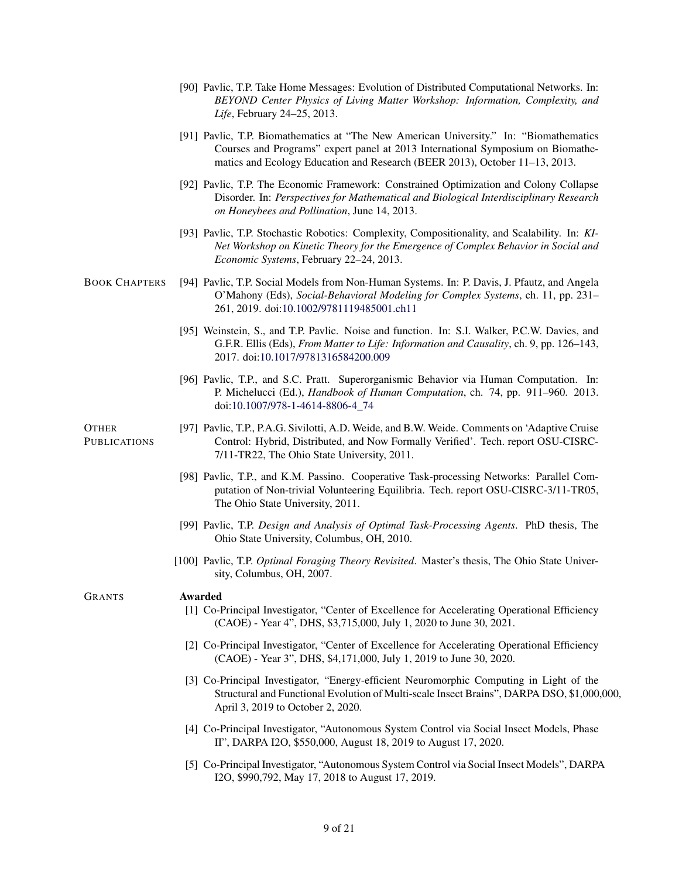[90] Pavlic, T.P. Take Home Messages: Evolution of Distributed Computational Networks. In: *BEYOND Center Physics of Living Matter Workshop: Information, Complexity, and Life*, February 24–25, 2013.

[91] Pavlic, T.P. Biomathematics at "The New American University." In: "Biomathematics Courses and Programs" expert panel at 2013 International Symposium on Biomathematics and Ecology Education and Research (BEER 2013), October 11–13, 2013.

[92] Pavlic, T.P. The Economic Framework: Constrained Optimization and Colony Collapse Disorder. In: *Perspectives for Mathematical and Biological Interdisciplinary Research on Honeybees and Pollination*, June 14, 2013.

[93] Pavlic, T.P. Stochastic Robotics: Complexity, Compositionality, and Scalability. In: *KI-Net Workshop on Kinetic Theory for the Emergence of Complex Behavior in Social and Economic Systems*, February 22–24, 2013.

## Book Chapters

[94] Pavlic, T.P. Social Models from Non-Human Systems. In: P. Davis, J. Pfautz, and Angela O'Mahony (Eds), *Social-Behavioral Modeling for Complex Systems*, ch. 11, pp. 231–261, 2019. doi:10.1002/9781119485001.ch11

[95] Weinstein, S., and T.P. Pavlic. Noise and function. In: S.I. Walker, P.C.W. Davies, and G.F.R. Ellis (Eds), *From Matter to Life: Information and Causality*, ch. 9, pp. 126–143, 2017. doi:10.1017/9781316584200.009

[96] Pavlic, T.P., and S.C. Pratt. Superorganismic Behavior via Human Computation. In: P. Michelucci (Ed.), *Handbook of Human Computation*, ch. 74, pp. 911–960. 2013. doi:10.1007/978-1-4614-8806-4_74

## Other Publications

[97] Pavlic, T.P., P.A.G. Sivilotti, A.D. Weide, and B.W. Weide. Comments on 'Adaptive Cruise Control: Hybrid, Distributed, and Now Formally Verified'. Tech. report OSU-CISRC-7/11-TR22, The Ohio State University, 2011.

[98] Pavlic, T.P., and K.M. Passino. Cooperative Task-processing Networks: Parallel Computation of Non-trivial Volunteering Equilibria. Tech. report OSU-CISRC-3/11-TR05, The Ohio State University, 2011.

[99] Pavlic, T.P. *Design and Analysis of Optimal Task-Processing Agents*. PhD thesis, The Ohio State University, Columbus, OH, 2010.

[100] Pavlic, T.P. *Optimal Foraging Theory Revisited*. Master's thesis, The Ohio State University, Columbus, OH, 2007.

## Grants

**Awarded**

[1] Co-Principal Investigator, "Center of Excellence for Accelerating Operational Efficiency (CAOE) - Year 4", DHS, $3,715,000, July 1, 2020 to June 30, 2021.

[2] Co-Principal Investigator, "Center of Excellence for Accelerating Operational Efficiency (CAOE) - Year 3", DHS, $4,171,000, July 1, 2019 to June 30, 2020.

[3] Co-Principal Investigator, "Energy-efficient Neuromorphic Computing in Light of the Structural and Functional Evolution of Multi-scale Insect Brains", DARPA DSO, $1,000,000, April 3, 2019 to October 2, 2020.

[4] Co-Principal Investigator, "Autonomous System Control via Social Insect Models, Phase II", DARPA I2O, $550,000, August 18, 2019 to August 17, 2020.

[5] Co-Principal Investigator, "Autonomous System Control via Social Insect Models", DARPA I2O, $990,792, May 17, 2018 to August 17, 2019.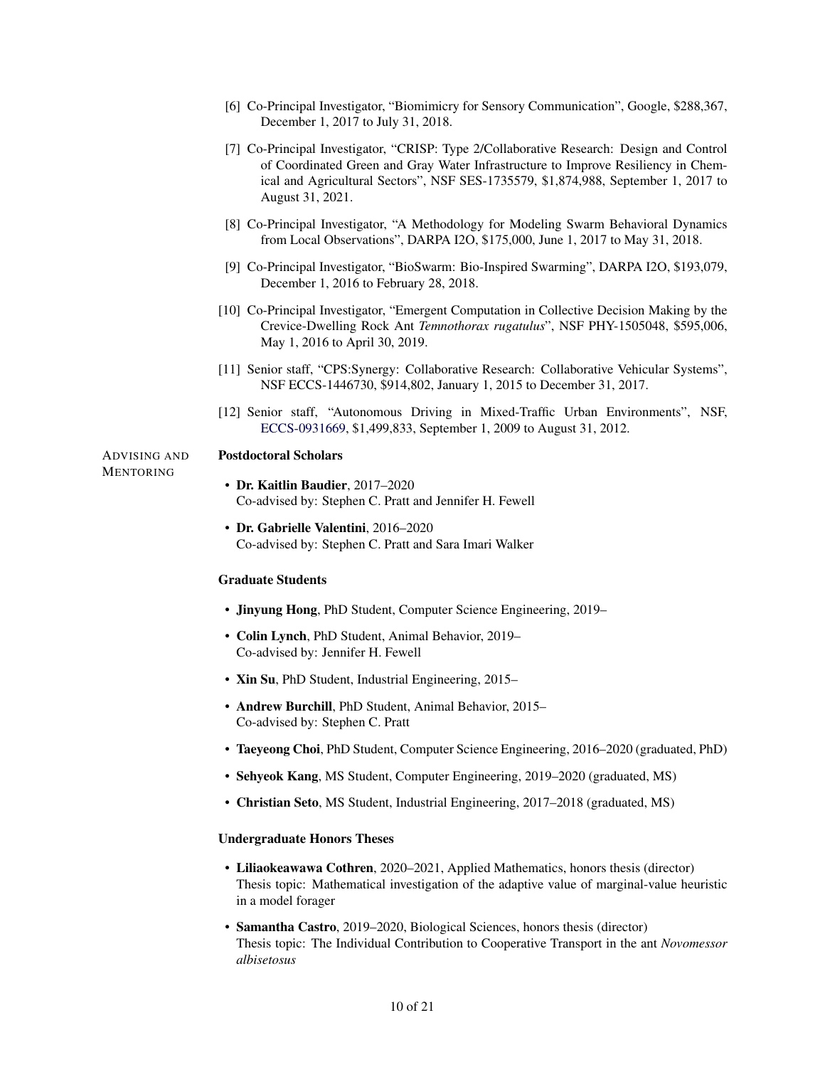[6] Co-Principal Investigator, "Biomimicry for Sensory Communication", Google, \$288,367, December 1, 2017 to July 31, 2018.

[7] Co-Principal Investigator, "CRISP: Type 2/Collaborative Research: Design and Control of Coordinated Green and Gray Water Infrastructure to Improve Resiliency in Chemical and Agricultural Sectors", NSF SES-1735579, \$1,874,988, September 1, 2017 to August 31, 2021.

[8] Co-Principal Investigator, "A Methodology for Modeling Swarm Behavioral Dynamics from Local Observations", DARPA I2O, \$175,000, June 1, 2017 to May 31, 2018.

[9] Co-Principal Investigator, "BioSwarm: Bio-Inspired Swarming", DARPA I2O, \$193,079, December 1, 2016 to February 28, 2018.

[10] Co-Principal Investigator, "Emergent Computation in Collective Decision Making by the Crevice-Dwelling Rock Ant *Temnothorax rugatulus*", NSF PHY-1505048, \$595,006, May 1, 2016 to April 30, 2019.

[11] Senior staff, "CPS:Synergy: Collaborative Research: Collaborative Vehicular Systems", NSF ECCS-1446730, \$914,802, January 1, 2015 to December 31, 2017.

[12] Senior staff, "Autonomous Driving in Mixed-Traffic Urban Environments", NSF, ECCS-0931669, \$1,499,833, September 1, 2009 to August 31, 2012.

## Advising and Mentoring

### Postdoctoral Scholars

- **Dr. Kaitlin Baudier**, 2017–2020
  Co-advised by: Stephen C. Pratt and Jennifer H. Fewell
- **Dr. Gabrielle Valentini**, 2016–2020
  Co-advised by: Stephen C. Pratt and Sara Imari Walker

### Graduate Students

- **Jinyung Hong**, PhD Student, Computer Science Engineering, 2019–
- **Colin Lynch**, PhD Student, Animal Behavior, 2019–
  Co-advised by: Jennifer H. Fewell
- **Xin Su**, PhD Student, Industrial Engineering, 2015–
- **Andrew Burchill**, PhD Student, Animal Behavior, 2015–
  Co-advised by: Stephen C. Pratt
- **Taeyeong Choi**, PhD Student, Computer Science Engineering, 2016–2020 (graduated, PhD)
- **Sehyeok Kang**, MS Student, Computer Engineering, 2019–2020 (graduated, MS)
- **Christian Seto**, MS Student, Industrial Engineering, 2017–2018 (graduated, MS)

### Undergraduate Honors Theses

- **Liliaokeawawa Cothren**, 2020–2021, Applied Mathematics, honors thesis (director)
  Thesis topic: Mathematical investigation of the adaptive value of marginal-value heuristic in a model forager
- **Samantha Castro**, 2019–2020, Biological Sciences, honors thesis (director)
  Thesis topic: The Individual Contribution to Cooperative Transport in the ant *Novomessor albisetosus*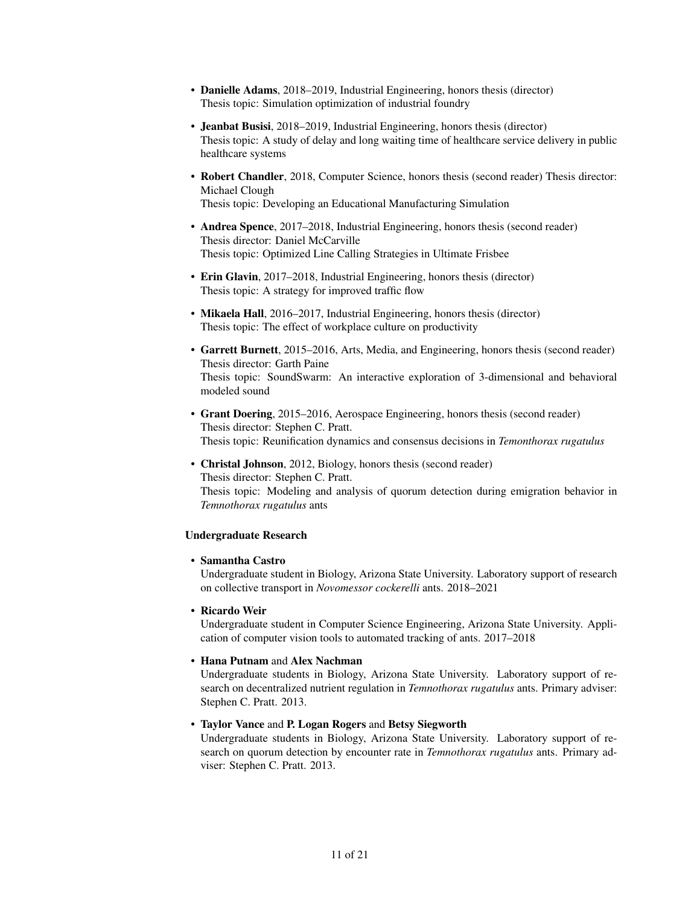- **Danielle Adams**, 2018–2019, Industrial Engineering, honors thesis (director)
  Thesis topic: Simulation optimization of industrial foundry

- **Jeanbat Busisi**, 2018–2019, Industrial Engineering, honors thesis (director)
  Thesis topic: A study of delay and long waiting time of healthcare service delivery in public healthcare systems

- **Robert Chandler**, 2018, Computer Science, honors thesis (second reader) Thesis director: Michael Clough
  Thesis topic: Developing an Educational Manufacturing Simulation

- **Andrea Spence**, 2017–2018, Industrial Engineering, honors thesis (second reader)
  Thesis director: Daniel McCarville
  Thesis topic: Optimized Line Calling Strategies in Ultimate Frisbee

- **Erin Glavin**, 2017–2018, Industrial Engineering, honors thesis (director)
  Thesis topic: A strategy for improved traffic flow

- **Mikaela Hall**, 2016–2017, Industrial Engineering, honors thesis (director)
  Thesis topic: The effect of workplace culture on productivity

- **Garrett Burnett**, 2015–2016, Arts, Media, and Engineering, honors thesis (second reader)
  Thesis director: Garth Paine
  Thesis topic: SoundSwarm: An interactive exploration of 3-dimensional and behavioral modeled sound

- **Grant Doering**, 2015–2016, Aerospace Engineering, honors thesis (second reader)
  Thesis director: Stephen C. Pratt.
  Thesis topic: Reunification dynamics and consensus decisions in *Temonthorax rugatulus*

- **Christal Johnson**, 2012, Biology, honors thesis (second reader)
  Thesis director: Stephen C. Pratt.
  Thesis topic: Modeling and analysis of quorum detection during emigration behavior in *Temnothorax rugatulus* ants

**Undergraduate Research**

- **Samantha Castro**
  Undergraduate student in Biology, Arizona State University. Laboratory support of research on collective transport in *Novomessor cockerelli* ants. 2018–2021

- **Ricardo Weir**
  Undergraduate student in Computer Science Engineering, Arizona State University. Application of computer vision tools to automated tracking of ants. 2017–2018

- **Hana Putnam** and **Alex Nachman**
  Undergraduate students in Biology, Arizona State University. Laboratory support of research on decentralized nutrient regulation in *Temnothorax rugatulus* ants. Primary adviser: Stephen C. Pratt. 2013.

- **Taylor Vance** and **P. Logan Rogers** and **Betsy Siegworth**
  Undergraduate students in Biology, Arizona State University. Laboratory support of research on quorum detection by encounter rate in *Temnothorax rugatulus* ants. Primary adviser: Stephen C. Pratt. 2013.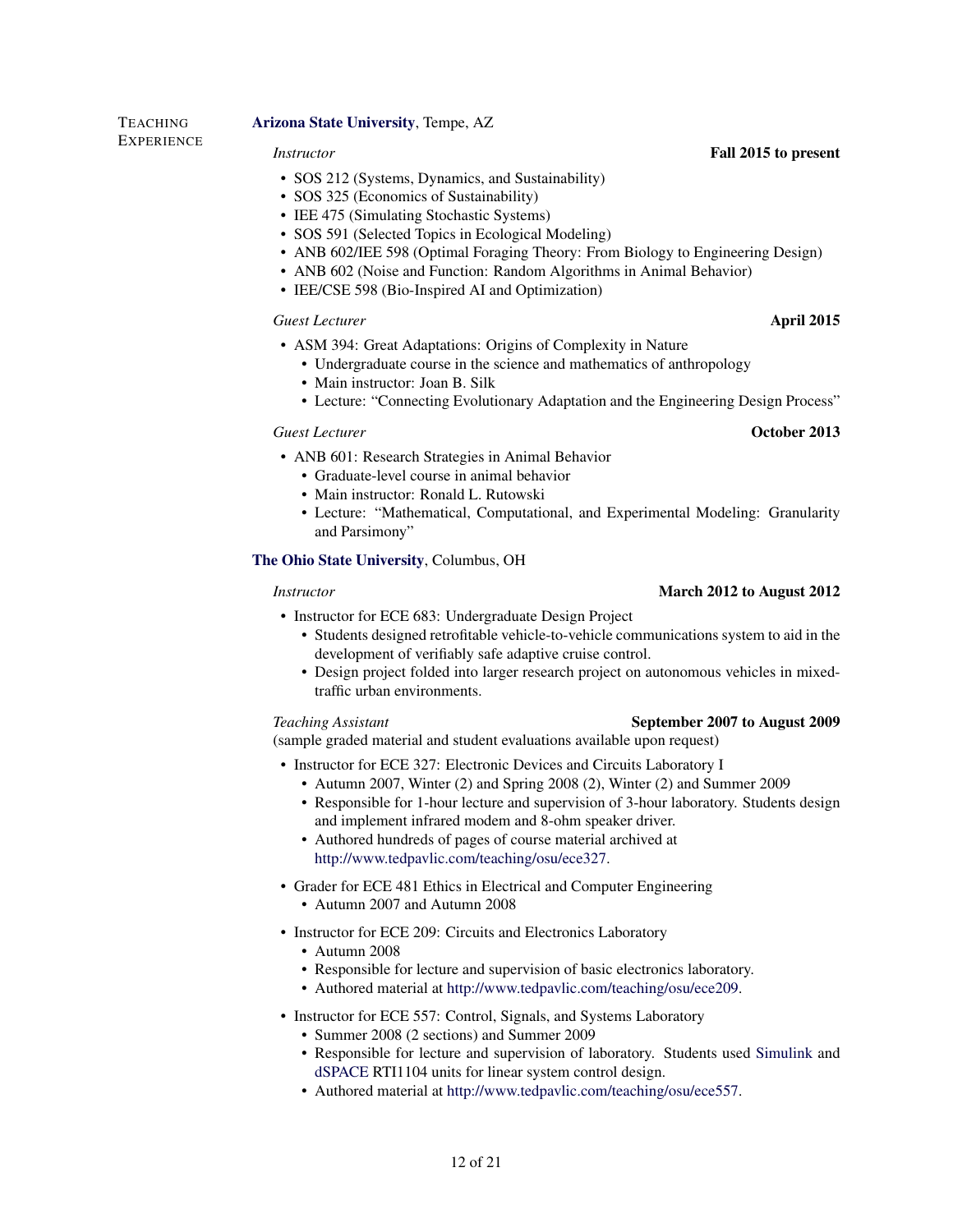## Teaching Experience

### Arizona State University, Tempe, AZ

*Instructor* **Fall 2015 to present**

- SOS 212 (Systems, Dynamics, and Sustainability)
- SOS 325 (Economics of Sustainability)
- IEE 475 (Simulating Stochastic Systems)
- SOS 591 (Selected Topics in Ecological Modeling)
- ANB 602/IEE 598 (Optimal Foraging Theory: From Biology to Engineering Design)
- ANB 602 (Noise and Function: Random Algorithms in Animal Behavior)
- IEE/CSE 598 (Bio-Inspired AI and Optimization)

*Guest Lecturer* **April 2015**

- ASM 394: Great Adaptations: Origins of Complexity in Nature
  - Undergraduate course in the science and mathematics of anthropology
  - Main instructor: Joan B. Silk
  - Lecture: "Connecting Evolutionary Adaptation and the Engineering Design Process"

*Guest Lecturer* **October 2013**

- ANB 601: Research Strategies in Animal Behavior
  - Graduate-level course in animal behavior
  - Main instructor: Ronald L. Rutowski
  - Lecture: "Mathematical, Computational, and Experimental Modeling: Granularity and Parsimony"

### The Ohio State University, Columbus, OH

*Instructor* **March 2012 to August 2012**

- Instructor for ECE 683: Undergraduate Design Project
  - Students designed retrofitable vehicle-to-vehicle communications system to aid in the development of verifiably safe adaptive cruise control.
  - Design project folded into larger research project on autonomous vehicles in mixed-traffic urban environments.

*Teaching Assistant* **September 2007 to August 2009**
(sample graded material and student evaluations available upon request)

- Instructor for ECE 327: Electronic Devices and Circuits Laboratory I
  - Autumn 2007, Winter (2) and Spring 2008 (2), Winter (2) and Summer 2009
  - Responsible for 1-hour lecture and supervision of 3-hour laboratory. Students design and implement infrared modem and 8-ohm speaker driver.
  - Authored hundreds of pages of course material archived at http://www.tedpavlic.com/teaching/osu/ece327.
- Grader for ECE 481 Ethics in Electrical and Computer Engineering
  - Autumn 2007 and Autumn 2008
- Instructor for ECE 209: Circuits and Electronics Laboratory
  - Autumn 2008
  - Responsible for lecture and supervision of basic electronics laboratory.
  - Authored material at http://www.tedpavlic.com/teaching/osu/ece209.
- Instructor for ECE 557: Control, Signals, and Systems Laboratory
  - Summer 2008 (2 sections) and Summer 2009
  - Responsible for lecture and supervision of laboratory. Students used Simulink and dSPACE RTI1104 units for linear system control design.
  - Authored material at http://www.tedpavlic.com/teaching/osu/ece557.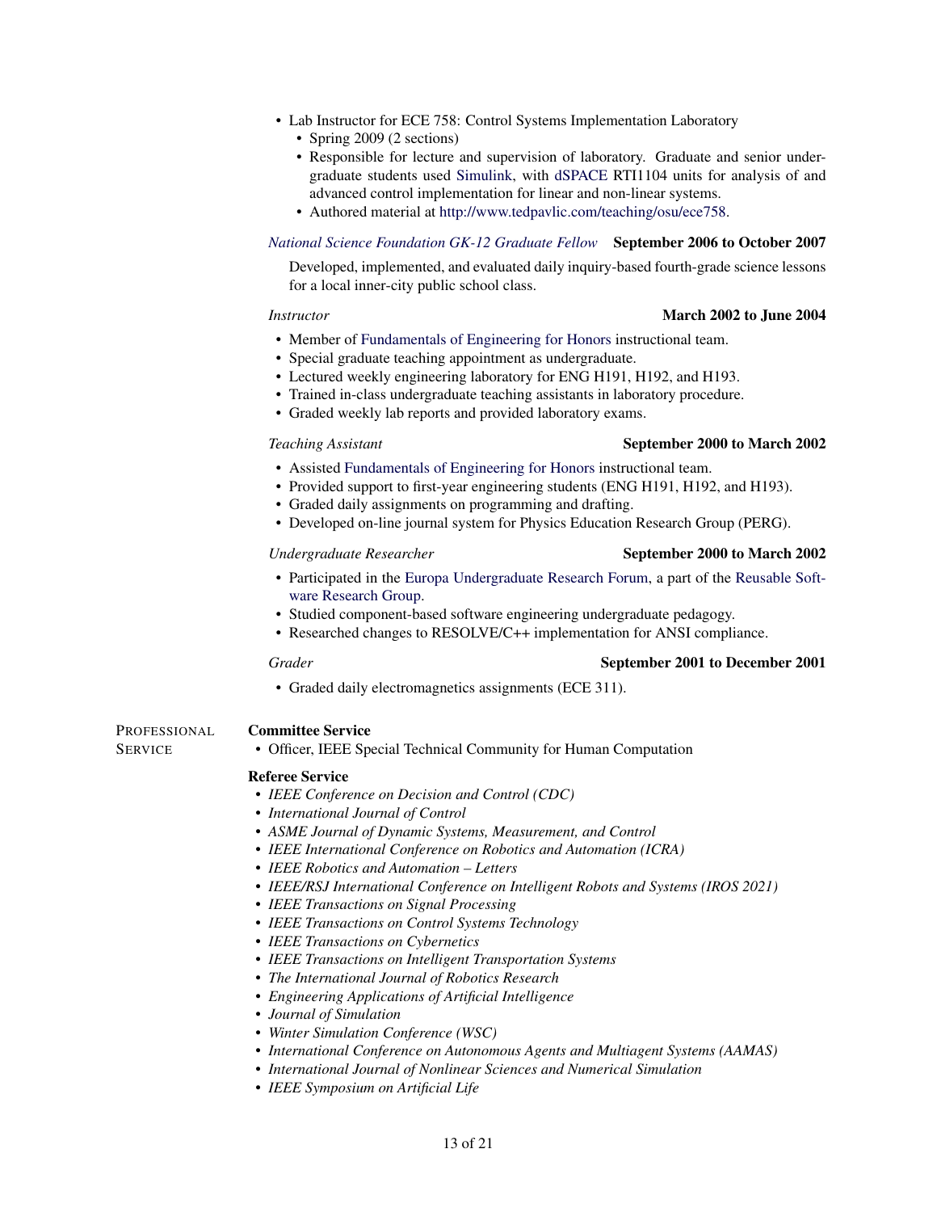- Lab Instructor for ECE 758: Control Systems Implementation Laboratory
  - Spring 2009 (2 sections)
  - Responsible for lecture and supervision of laboratory. Graduate and senior undergraduate students used Simulink, with dSPACE RTI1104 units for analysis of and advanced control implementation for linear and non-linear systems.
  - Authored material at http://www.tedpavlic.com/teaching/osu/ece758.

*National Science Foundation GK-12 Graduate Fellow* **September 2006 to October 2007**

Developed, implemented, and evaluated daily inquiry-based fourth-grade science lessons for a local inner-city public school class.

*Instructor* **March 2002 to June 2004**

- Member of Fundamentals of Engineering for Honors instructional team.
- Special graduate teaching appointment as undergraduate.
- Lectured weekly engineering laboratory for ENG H191, H192, and H193.
- Trained in-class undergraduate teaching assistants in laboratory procedure.
- Graded weekly lab reports and provided laboratory exams.

*Teaching Assistant* **September 2000 to March 2002**

- Assisted Fundamentals of Engineering for Honors instructional team.
- Provided support to first-year engineering students (ENG H191, H192, and H193).
- Graded daily assignments on programming and drafting.
- Developed on-line journal system for Physics Education Research Group (PERG).

*Undergraduate Researcher* **September 2000 to March 2002**

- Participated in the Europa Undergraduate Research Forum, a part of the Reusable Software Research Group.
- Studied component-based software engineering undergraduate pedagogy.
- Researched changes to RESOLVE/C++ implementation for ANSI compliance.

*Grader* **September 2001 to December 2001**

- Graded daily electromagnetics assignments (ECE 311).

## Professional Service

**Committee Service**

- Officer, IEEE Special Technical Community for Human Computation

**Referee Service**

- *IEEE Conference on Decision and Control (CDC)*
- *International Journal of Control*
- *ASME Journal of Dynamic Systems, Measurement, and Control*
- *IEEE International Conference on Robotics and Automation (ICRA)*
- *IEEE Robotics and Automation – Letters*
- *IEEE/RSJ International Conference on Intelligent Robots and Systems (IROS 2021)*
- *IEEE Transactions on Signal Processing*
- *IEEE Transactions on Control Systems Technology*
- *IEEE Transactions on Cybernetics*
- *IEEE Transactions on Intelligent Transportation Systems*
- *The International Journal of Robotics Research*
- *Engineering Applications of Artificial Intelligence*
- *Journal of Simulation*
- *Winter Simulation Conference (WSC)*
- *International Conference on Autonomous Agents and Multiagent Systems (AAMAS)*
- *International Journal of Nonlinear Sciences and Numerical Simulation*
- *IEEE Symposium on Artificial Life*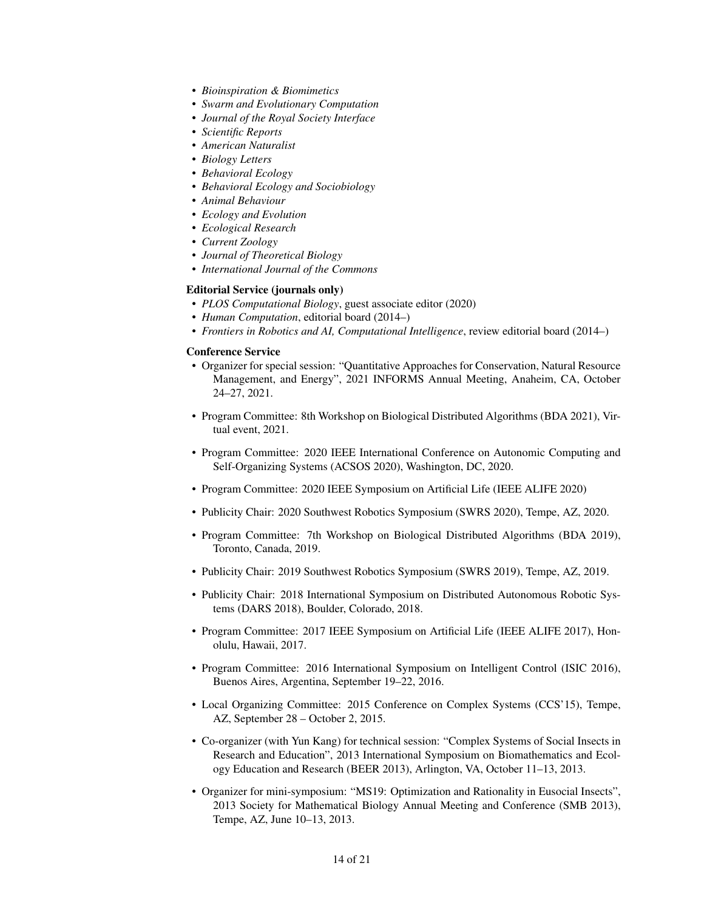- *Bioinspiration & Biomimetics*
- *Swarm and Evolutionary Computation*
- *Journal of the Royal Society Interface*
- *Scientific Reports*
- *American Naturalist*
- *Biology Letters*
- *Behavioral Ecology*
- *Behavioral Ecology and Sociobiology*
- *Animal Behaviour*
- *Ecology and Evolution*
- *Ecological Research*
- *Current Zoology*
- *Journal of Theoretical Biology*
- *International Journal of the Commons*

**Editorial Service (journals only)**

- *PLOS Computational Biology*, guest associate editor (2020)
- *Human Computation*, editorial board (2014–)
- *Frontiers in Robotics and AI, Computational Intelligence*, review editorial board (2014–)

**Conference Service**

- Organizer for special session: "Quantitative Approaches for Conservation, Natural Resource Management, and Energy", 2021 INFORMS Annual Meeting, Anaheim, CA, October 24–27, 2021.
- Program Committee: 8th Workshop on Biological Distributed Algorithms (BDA 2021), Virtual event, 2021.
- Program Committee: 2020 IEEE International Conference on Autonomic Computing and Self-Organizing Systems (ACSOS 2020), Washington, DC, 2020.
- Program Committee: 2020 IEEE Symposium on Artificial Life (IEEE ALIFE 2020)
- Publicity Chair: 2020 Southwest Robotics Symposium (SWRS 2020), Tempe, AZ, 2020.
- Program Committee: 7th Workshop on Biological Distributed Algorithms (BDA 2019), Toronto, Canada, 2019.
- Publicity Chair: 2019 Southwest Robotics Symposium (SWRS 2019), Tempe, AZ, 2019.
- Publicity Chair: 2018 International Symposium on Distributed Autonomous Robotic Systems (DARS 2018), Boulder, Colorado, 2018.
- Program Committee: 2017 IEEE Symposium on Artificial Life (IEEE ALIFE 2017), Honolulu, Hawaii, 2017.
- Program Committee: 2016 International Symposium on Intelligent Control (ISIC 2016), Buenos Aires, Argentina, September 19–22, 2016.
- Local Organizing Committee: 2015 Conference on Complex Systems (CCS'15), Tempe, AZ, September 28 – October 2, 2015.
- Co-organizer (with Yun Kang) for technical session: "Complex Systems of Social Insects in Research and Education", 2013 International Symposium on Biomathematics and Ecology Education and Research (BEER 2013), Arlington, VA, October 11–13, 2013.
- Organizer for mini-symposium: "MS19: Optimization and Rationality in Eusocial Insects", 2013 Society for Mathematical Biology Annual Meeting and Conference (SMB 2013), Tempe, AZ, June 10–13, 2013.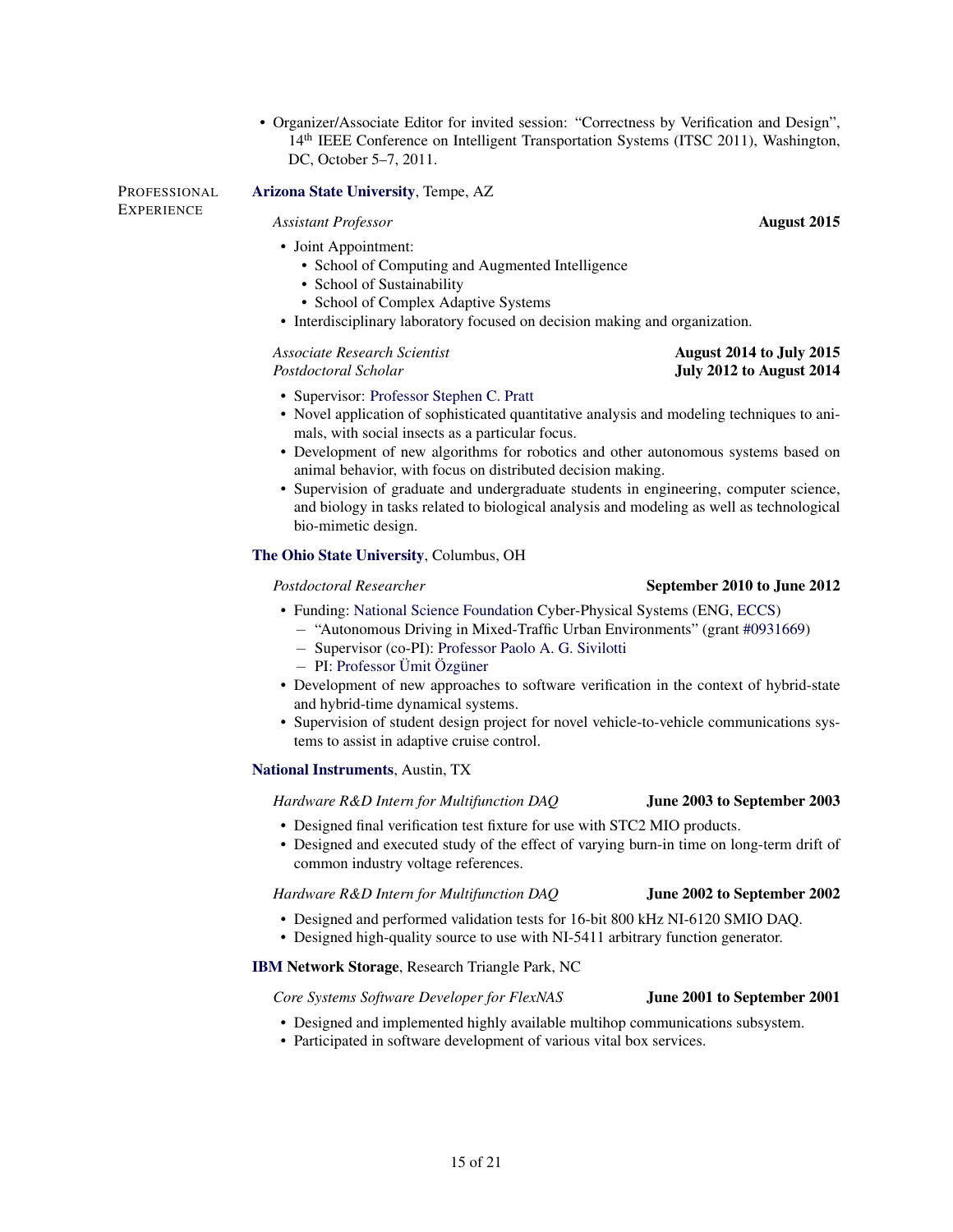- Organizer/Associate Editor for invited session: "Correctness by Verification and Design", 14th IEEE Conference on Intelligent Transportation Systems (ITSC 2011), Washington, DC, October 5–7, 2011.

## Professional Experience

**Arizona State University**, Tempe, AZ

*Assistant Professor* — **August 2015**

- Joint Appointment:
  - School of Computing and Augmented Intelligence
  - School of Sustainability
  - School of Complex Adaptive Systems
- Interdisciplinary laboratory focused on decision making and organization.

*Associate Research Scientist* — **August 2014 to July 2015**
*Postdoctoral Scholar* — **July 2012 to August 2014**

- Supervisor: Professor Stephen C. Pratt
- Novel application of sophisticated quantitative analysis and modeling techniques to animals, with social insects as a particular focus.
- Development of new algorithms for robotics and other autonomous systems based on animal behavior, with focus on distributed decision making.
- Supervision of graduate and undergraduate students in engineering, computer science, and biology in tasks related to biological analysis and modeling as well as technological bio-mimetic design.

**The Ohio State University**, Columbus, OH

*Postdoctoral Researcher* — **September 2010 to June 2012**

- Funding: National Science Foundation Cyber-Physical Systems (ENG, ECCS)
  - "Autonomous Driving in Mixed-Traffic Urban Environments" (grant #0931669)
  - Supervisor (co-PI): Professor Paolo A. G. Sivilotti
  - PI: Professor Ümit Özgüner
- Development of new approaches to software verification in the context of hybrid-state and hybrid-time dynamical systems.
- Supervision of student design project for novel vehicle-to-vehicle communications systems to assist in adaptive cruise control.

**National Instruments**, Austin, TX

*Hardware R&D Intern for Multifunction DAQ* — **June 2003 to September 2003**

- Designed final verification test fixture for use with STC2 MIO products.
- Designed and executed study of the effect of varying burn-in time on long-term drift of common industry voltage references.

*Hardware R&D Intern for Multifunction DAQ* — **June 2002 to September 2002**

- Designed and performed validation tests for 16-bit 800 kHz NI-6120 SMIO DAQ.
- Designed high-quality source to use with NI-5411 arbitrary function generator.

**IBM Network Storage**, Research Triangle Park, NC

*Core Systems Software Developer for FlexNAS* — **June 2001 to September 2001**

- Designed and implemented highly available multihop communications subsystem.
- Participated in software development of various vital box services.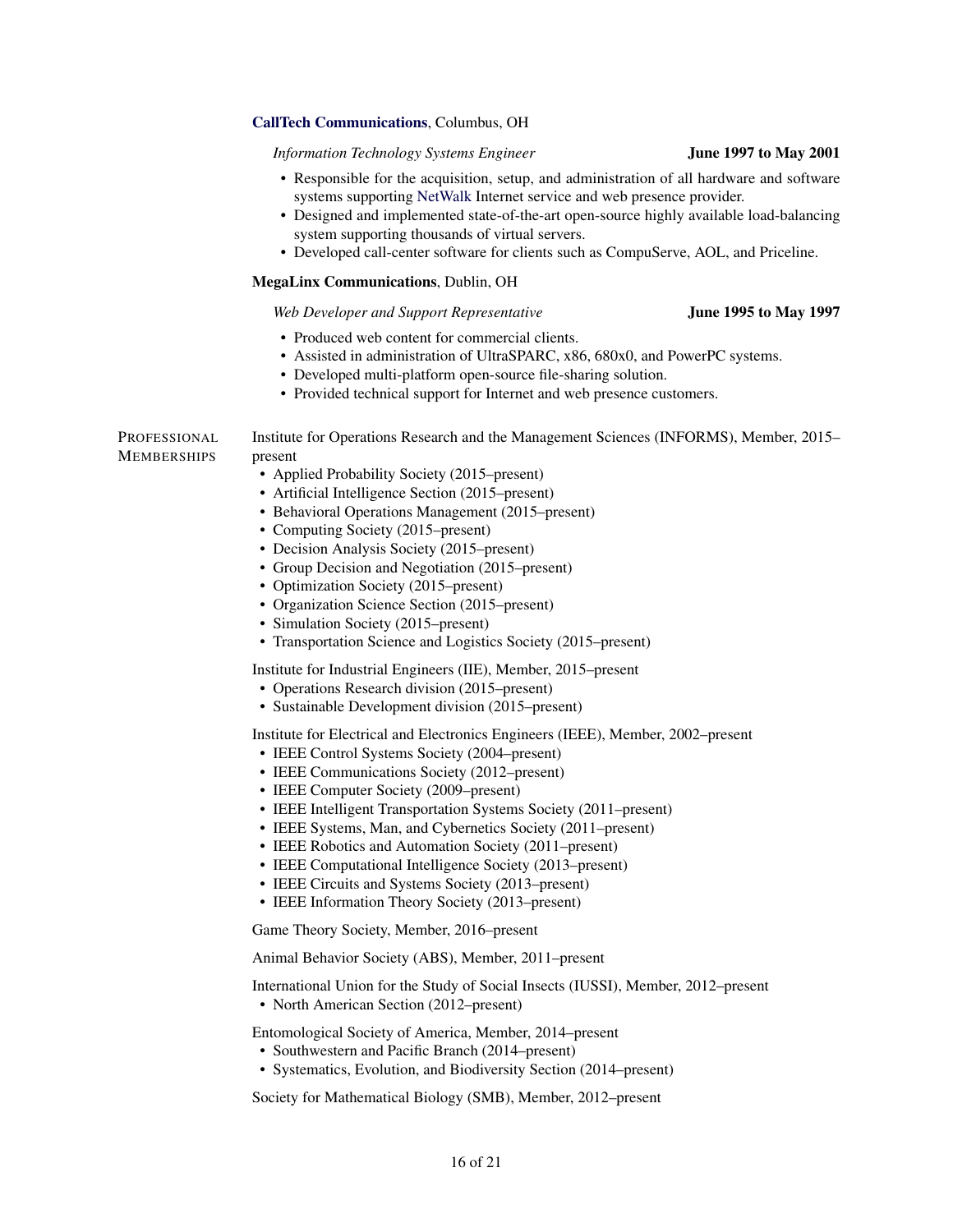**CallTech Communications**, Columbus, OH

*Information Technology Systems Engineer* **June 1997 to May 2001**

- Responsible for the acquisition, setup, and administration of all hardware and software systems supporting NetWalk Internet service and web presence provider.
- Designed and implemented state-of-the-art open-source highly available load-balancing system supporting thousands of virtual servers.
- Developed call-center software for clients such as CompuServe, AOL, and Priceline.

**MegaLinx Communications**, Dublin, OH

*Web Developer and Support Representative* **June 1995 to May 1997**

- Produced web content for commercial clients.
- Assisted in administration of UltraSPARC, x86, 680x0, and PowerPC systems.
- Developed multi-platform open-source file-sharing solution.
- Provided technical support for Internet and web presence customers.

## Professional Memberships

Institute for Operations Research and the Management Sciences (INFORMS), Member, 2015–present

- Applied Probability Society (2015–present)
- Artificial Intelligence Section (2015–present)
- Behavioral Operations Management (2015–present)
- Computing Society (2015–present)
- Decision Analysis Society (2015–present)
- Group Decision and Negotiation (2015–present)
- Optimization Society (2015–present)
- Organization Science Section (2015–present)
- Simulation Society (2015–present)
- Transportation Science and Logistics Society (2015–present)

Institute for Industrial Engineers (IIE), Member, 2015–present

- Operations Research division (2015–present)
- Sustainable Development division (2015–present)

Institute for Electrical and Electronics Engineers (IEEE), Member, 2002–present

- IEEE Control Systems Society (2004–present)
- IEEE Communications Society (2012–present)
- IEEE Computer Society (2009–present)
- IEEE Intelligent Transportation Systems Society (2011–present)
- IEEE Systems, Man, and Cybernetics Society (2011–present)
- IEEE Robotics and Automation Society (2011–present)
- IEEE Computational Intelligence Society (2013–present)
- IEEE Circuits and Systems Society (2013–present)
- IEEE Information Theory Society (2013–present)

Game Theory Society, Member, 2016–present

Animal Behavior Society (ABS), Member, 2011–present

International Union for the Study of Social Insects (IUSSI), Member, 2012–present

- North American Section (2012–present)

Entomological Society of America, Member, 2014–present

- Southwestern and Pacific Branch (2014–present)
- Systematics, Evolution, and Biodiversity Section (2014–present)

Society for Mathematical Biology (SMB), Member, 2012–present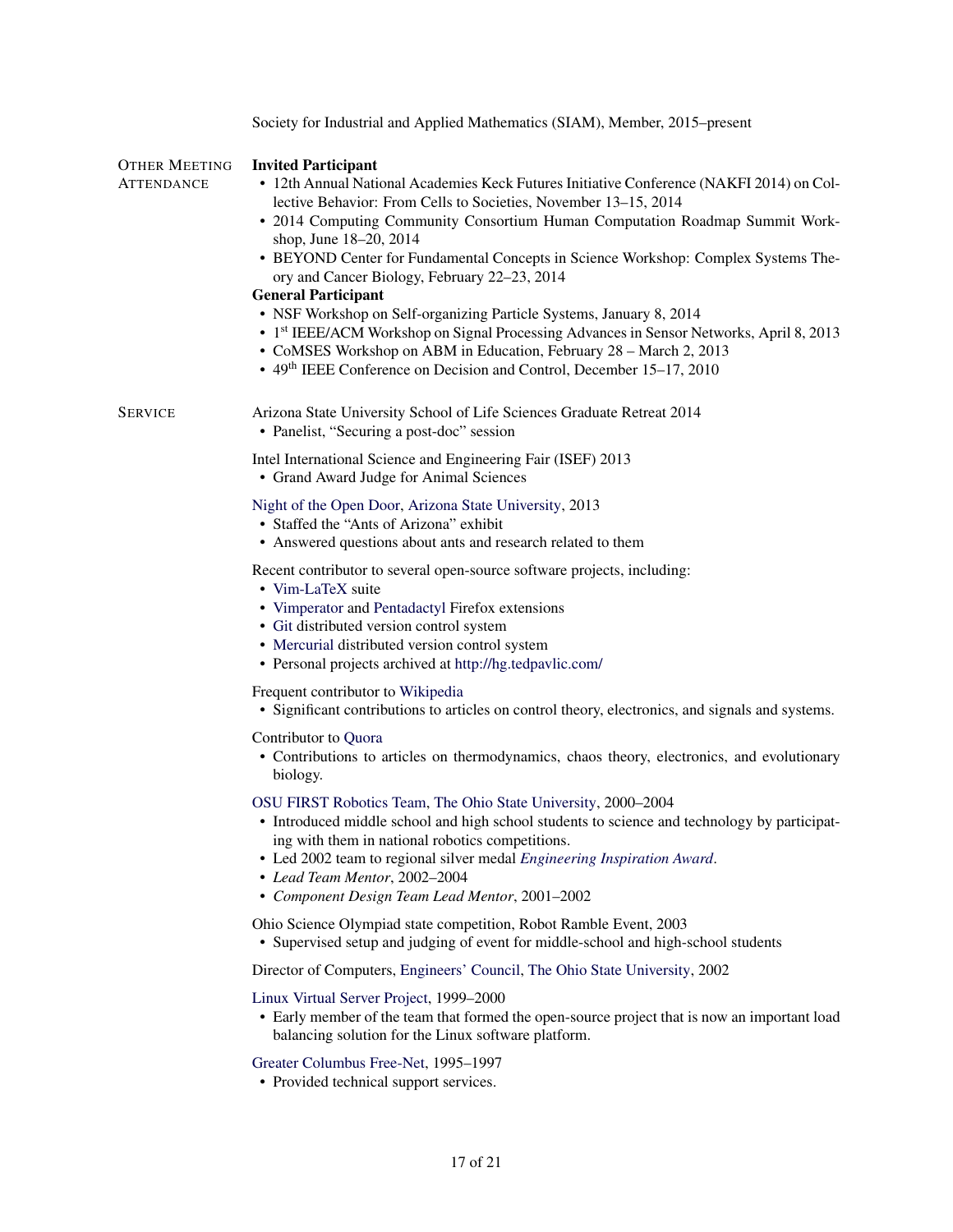Society for Industrial and Applied Mathematics (SIAM), Member, 2015–present

## Other Meeting Attendance

**Invited Participant**

- 12th Annual National Academies Keck Futures Initiative Conference (NAKFI 2014) on Collective Behavior: From Cells to Societies, November 13–15, 2014
- 2014 Computing Community Consortium Human Computation Roadmap Summit Workshop, June 18–20, 2014
- BEYOND Center for Fundamental Concepts in Science Workshop: Complex Systems Theory and Cancer Biology, February 22–23, 2014

**General Participant**

- NSF Workshop on Self-organizing Particle Systems, January 8, 2014
- 1st IEEE/ACM Workshop on Signal Processing Advances in Sensor Networks, April 8, 2013
- CoMSES Workshop on ABM in Education, February 28 – March 2, 2013
- 49th IEEE Conference on Decision and Control, December 15–17, 2010

## Service

Arizona State University School of Life Sciences Graduate Retreat 2014

- Panelist, "Securing a post-doc" session

Intel International Science and Engineering Fair (ISEF) 2013

- Grand Award Judge for Animal Sciences

Night of the Open Door, Arizona State University, 2013

- Staffed the "Ants of Arizona" exhibit
- Answered questions about ants and research related to them

Recent contributor to several open-source software projects, including:

- Vim-LaTeX suite
- Vimperator and Pentadactyl Firefox extensions
- Git distributed version control system
- Mercurial distributed version control system
- Personal projects archived at http://hg.tedpavlic.com/

Frequent contributor to Wikipedia

- Significant contributions to articles on control theory, electronics, and signals and systems.

Contributor to Quora

- Contributions to articles on thermodynamics, chaos theory, electronics, and evolutionary biology.

OSU FIRST Robotics Team, The Ohio State University, 2000–2004

- Introduced middle school and high school students to science and technology by participating with them in national robotics competitions.
- Led 2002 team to regional silver medal *Engineering Inspiration Award*.
- *Lead Team Mentor*, 2002–2004
- *Component Design Team Lead Mentor*, 2001–2002

Ohio Science Olympiad state competition, Robot Ramble Event, 2003

- Supervised setup and judging of event for middle-school and high-school students

Director of Computers, Engineers' Council, The Ohio State University, 2002

Linux Virtual Server Project, 1999–2000

- Early member of the team that formed the open-source project that is now an important load balancing solution for the Linux software platform.

Greater Columbus Free-Net, 1995–1997

- Provided technical support services.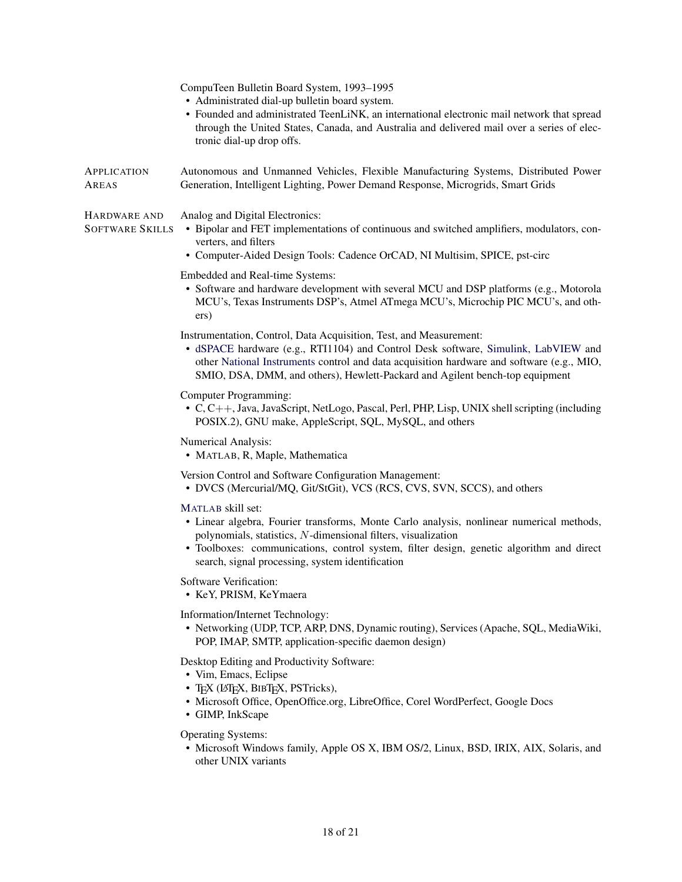CompuTeen Bulletin Board System, 1993–1995

- Administrated dial-up bulletin board system.
- Founded and administrated TeenLiNK, an international electronic mail network that spread through the United States, Canada, and Australia and delivered mail over a series of electronic dial-up drop offs.

## Application Areas

Autonomous and Unmanned Vehicles, Flexible Manufacturing Systems, Distributed Power Generation, Intelligent Lighting, Power Demand Response, Microgrids, Smart Grids

## Hardware and Software Skills

Analog and Digital Electronics:

- Bipolar and FET implementations of continuous and switched amplifiers, modulators, converters, and filters
- Computer-Aided Design Tools: Cadence OrCAD, NI Multisim, SPICE, pst-circ

Embedded and Real-time Systems:

- Software and hardware development with several MCU and DSP platforms (e.g., Motorola MCU's, Texas Instruments DSP's, Atmel ATmega MCU's, Microchip PIC MCU's, and others)

Instrumentation, Control, Data Acquisition, Test, and Measurement:

- dSPACE hardware (e.g., RTI1104) and Control Desk software, Simulink, LabVIEW and other National Instruments control and data acquisition hardware and software (e.g., MIO, SMIO, DSA, DMM, and others), Hewlett-Packard and Agilent bench-top equipment

Computer Programming:

- C, C++, Java, JavaScript, NetLogo, Pascal, Perl, PHP, Lisp, UNIX shell scripting (including POSIX.2), GNU make, AppleScript, SQL, MySQL, and others

Numerical Analysis:

- MATLAB, R, Maple, Mathematica

Version Control and Software Configuration Management:

- DVCS (Mercurial/MQ, Git/StGit), VCS (RCS, CVS, SVN, SCCS), and others

MATLAB skill set:

- Linear algebra, Fourier transforms, Monte Carlo analysis, nonlinear numerical methods, polynomials, statistics, $N$-dimensional filters, visualization
- Toolboxes: communications, control system, filter design, genetic algorithm and direct search, signal processing, system identification

Software Verification:

- KeY, PRISM, KeYmaera

Information/Internet Technology:

- Networking (UDP, TCP, ARP, DNS, Dynamic routing), Services (Apache, SQL, MediaWiki, POP, IMAP, SMTP, application-specific daemon design)

Desktop Editing and Productivity Software:

- Vim, Emacs, Eclipse
- TeX (LaTeX, BibTeX, PSTricks),
- Microsoft Office, OpenOffice.org, LibreOffice, Corel WordPerfect, Google Docs
- GIMP, InkScape

Operating Systems:

- Microsoft Windows family, Apple OS X, IBM OS/2, Linux, BSD, IRIX, AIX, Solaris, and other UNIX variants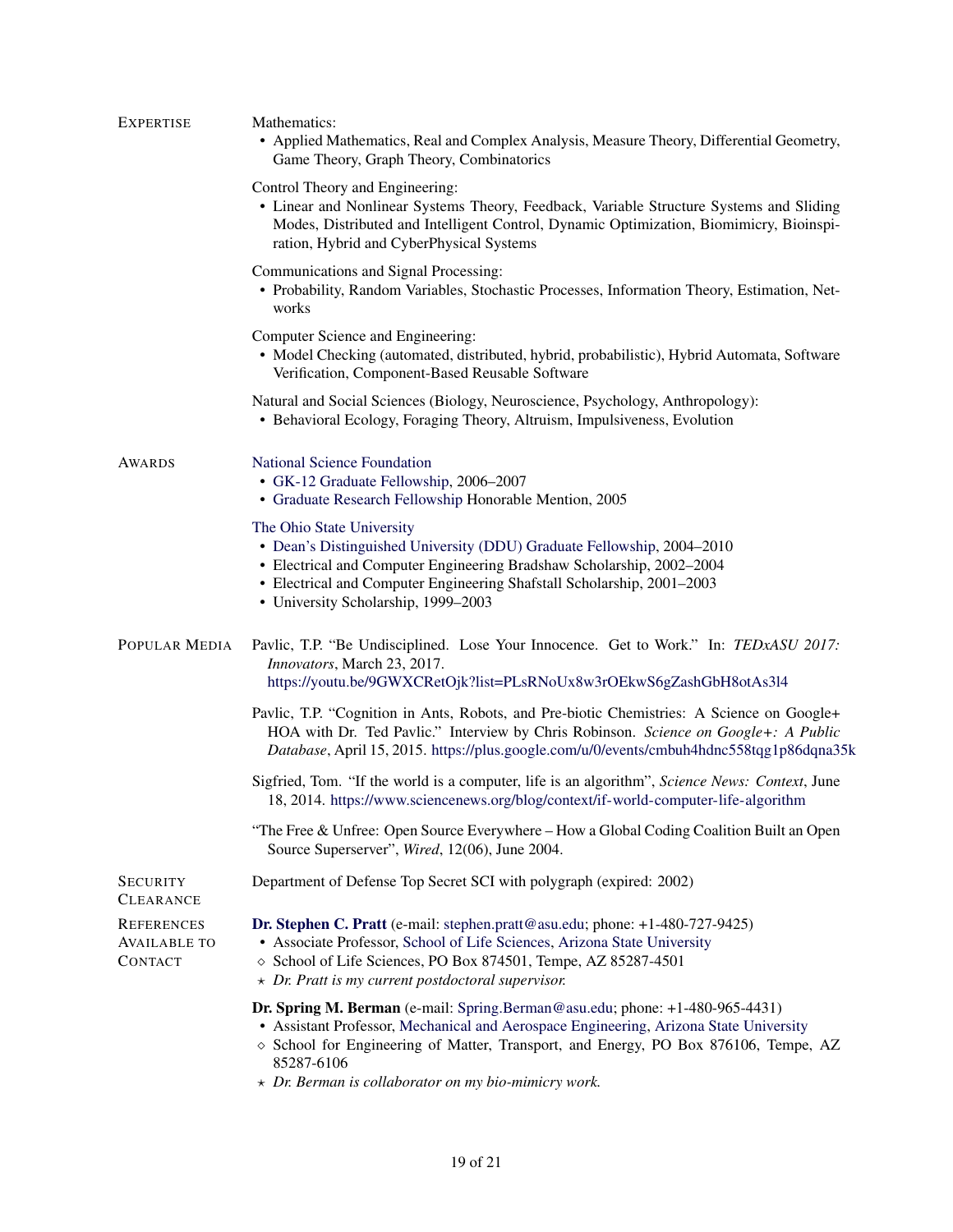## Expertise

Mathematics:

- Applied Mathematics, Real and Complex Analysis, Measure Theory, Differential Geometry, Game Theory, Graph Theory, Combinatorics

Control Theory and Engineering:

- Linear and Nonlinear Systems Theory, Feedback, Variable Structure Systems and Sliding Modes, Distributed and Intelligent Control, Dynamic Optimization, Biomimicry, Bioinspiration, Hybrid and CyberPhysical Systems

Communications and Signal Processing:

- Probability, Random Variables, Stochastic Processes, Information Theory, Estimation, Networks

Computer Science and Engineering:

- Model Checking (automated, distributed, hybrid, probabilistic), Hybrid Automata, Software Verification, Component-Based Reusable Software

Natural and Social Sciences (Biology, Neuroscience, Psychology, Anthropology):

- Behavioral Ecology, Foraging Theory, Altruism, Impulsiveness, Evolution

## Awards

National Science Foundation

- GK-12 Graduate Fellowship, 2006–2007
- Graduate Research Fellowship Honorable Mention, 2005

The Ohio State University

- Dean's Distinguished University (DDU) Graduate Fellowship, 2004–2010
- Electrical and Computer Engineering Bradshaw Scholarship, 2002–2004
- Electrical and Computer Engineering Shafstall Scholarship, 2001–2003
- University Scholarship, 1999–2003

## Popular Media

Pavlic, T.P. "Be Undisciplined. Lose Your Innocence. Get to Work." In: *TEDxASU 2017: Innovators*, March 23, 2017. https://youtu.be/9GWXCRetOjk?list=PLsRNoUx8w3rOEkwS6gZashGbH8otAs3l4

Pavlic, T.P. "Cognition in Ants, Robots, and Pre-biotic Chemistries: A Science on Google+ HOA with Dr. Ted Pavlic." Interview by Chris Robinson. *Science on Google+: A Public Database*, April 15, 2015. https://plus.google.com/u/0/events/cmbuh4hdnc558tqg1p86dqna35k

Sigfried, Tom. "If the world is a computer, life is an algorithm", *Science News: Context*, June 18, 2014. https://www.sciencenews.org/blog/context/if-world-computer-life-algorithm

"The Free & Unfree: Open Source Everywhere – How a Global Coding Coalition Built an Open Source Superserver", *Wired*, 12(06), June 2004.

## Security Clearance

Department of Defense Top Secret SCI with polygraph (expired: 2002)

## References Available to Contact

**Dr. Stephen C. Pratt** (e-mail: stephen.pratt@asu.edu; phone: +1-480-727-9425)

- Associate Professor, School of Life Sciences, Arizona State University
- ⋄ School of Life Sciences, PO Box 874501, Tempe, AZ 85287-4501
- ⋆ *Dr. Pratt is my current postdoctoral supervisor.*

**Dr. Spring M. Berman** (e-mail: Spring.Berman@asu.edu; phone: +1-480-965-4431)

- Assistant Professor, Mechanical and Aerospace Engineering, Arizona State University
- ⋄ School for Engineering of Matter, Transport, and Energy, PO Box 876106, Tempe, AZ 85287-6106
- ⋆ *Dr. Berman is collaborator on my bio-mimicry work.*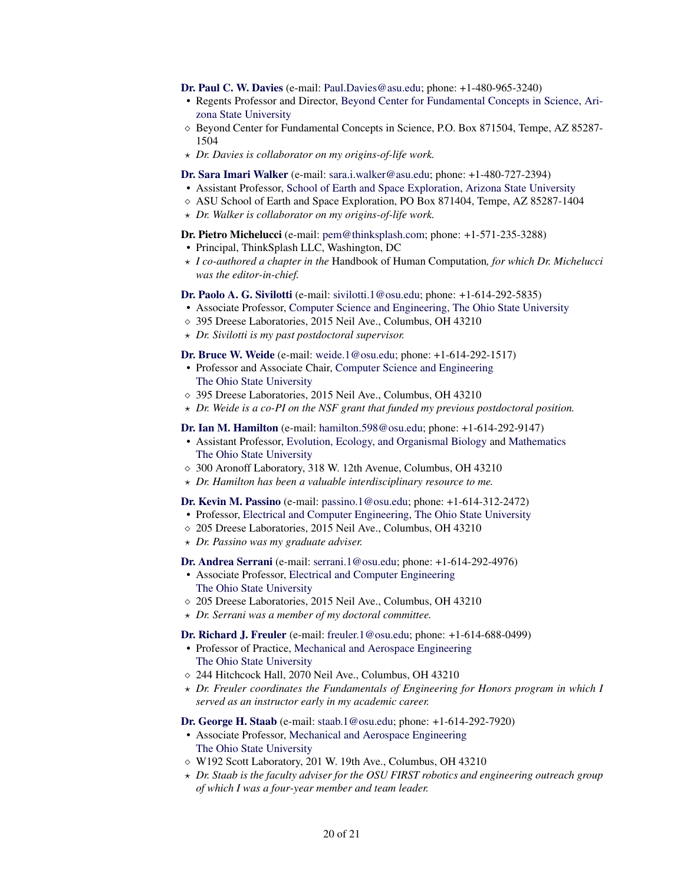**Dr. Paul C. W. Davies** (e-mail: Paul.Davies@asu.edu; phone: +1-480-965-3240)

- Regents Professor and Director, Beyond Center for Fundamental Concepts in Science, Arizona State University
- ◇ Beyond Center for Fundamental Concepts in Science, P.O. Box 871504, Tempe, AZ 85287-1504
- ⋆ *Dr. Davies is collaborator on my origins-of-life work.*

**Dr. Sara Imari Walker** (e-mail: sara.i.walker@asu.edu; phone: +1-480-727-2394)

- Assistant Professor, School of Earth and Space Exploration, Arizona State University
- ◇ ASU School of Earth and Space Exploration, PO Box 871404, Tempe, AZ 85287-1404
- ⋆ *Dr. Walker is collaborator on my origins-of-life work.*

**Dr. Pietro Michelucci** (e-mail: pem@thinksplash.com; phone: +1-571-235-3288)

- Principal, ThinkSplash LLC, Washington, DC
- ⋆ *I co-authored a chapter in the* Handbook of Human Computation*, for which Dr. Michelucci was the editor-in-chief.*

**Dr. Paolo A. G. Sivilotti** (e-mail: sivilotti.1@osu.edu; phone: +1-614-292-5835)

- Associate Professor, Computer Science and Engineering, The Ohio State University
- ◇ 395 Dreese Laboratories, 2015 Neil Ave., Columbus, OH 43210
- ⋆ *Dr. Sivilotti is my past postdoctoral supervisor.*

**Dr. Bruce W. Weide** (e-mail: weide.1@osu.edu; phone: +1-614-292-1517)

- Professor and Associate Chair, Computer Science and Engineering The Ohio State University
- ◇ 395 Dreese Laboratories, 2015 Neil Ave., Columbus, OH 43210
- ⋆ *Dr. Weide is a co-PI on the NSF grant that funded my previous postdoctoral position.*

**Dr. Ian M. Hamilton** (e-mail: hamilton.598@osu.edu; phone: +1-614-292-9147)

- Assistant Professor, Evolution, Ecology, and Organismal Biology and Mathematics The Ohio State University
- ◇ 300 Aronoff Laboratory, 318 W. 12th Avenue, Columbus, OH 43210
- ⋆ *Dr. Hamilton has been a valuable interdisciplinary resource to me.*

**Dr. Kevin M. Passino** (e-mail: passino.1@osu.edu; phone: +1-614-312-2472)

- Professor, Electrical and Computer Engineering, The Ohio State University
- ◇ 205 Dreese Laboratories, 2015 Neil Ave., Columbus, OH 43210
- ⋆ *Dr. Passino was my graduate adviser.*

**Dr. Andrea Serrani** (e-mail: serrani.1@osu.edu; phone: +1-614-292-4976)

- Associate Professor, Electrical and Computer Engineering The Ohio State University
- ◇ 205 Dreese Laboratories, 2015 Neil Ave., Columbus, OH 43210
- ⋆ *Dr. Serrani was a member of my doctoral committee.*

**Dr. Richard J. Freuler** (e-mail: freuler.1@osu.edu; phone: +1-614-688-0499)

- Professor of Practice, Mechanical and Aerospace Engineering The Ohio State University
- ◇ 244 Hitchcock Hall, 2070 Neil Ave., Columbus, OH 43210
- ⋆ *Dr. Freuler coordinates the Fundamentals of Engineering for Honors program in which I served as an instructor early in my academic career.*

**Dr. George H. Staab** (e-mail: staab.1@osu.edu; phone: +1-614-292-7920)

- Associate Professor, Mechanical and Aerospace Engineering The Ohio State University
- ◇ W192 Scott Laboratory, 201 W. 19th Ave., Columbus, OH 43210
- ⋆ *Dr. Staab is the faculty adviser for the OSU FIRST robotics and engineering outreach group of which I was a four-year member and team leader.*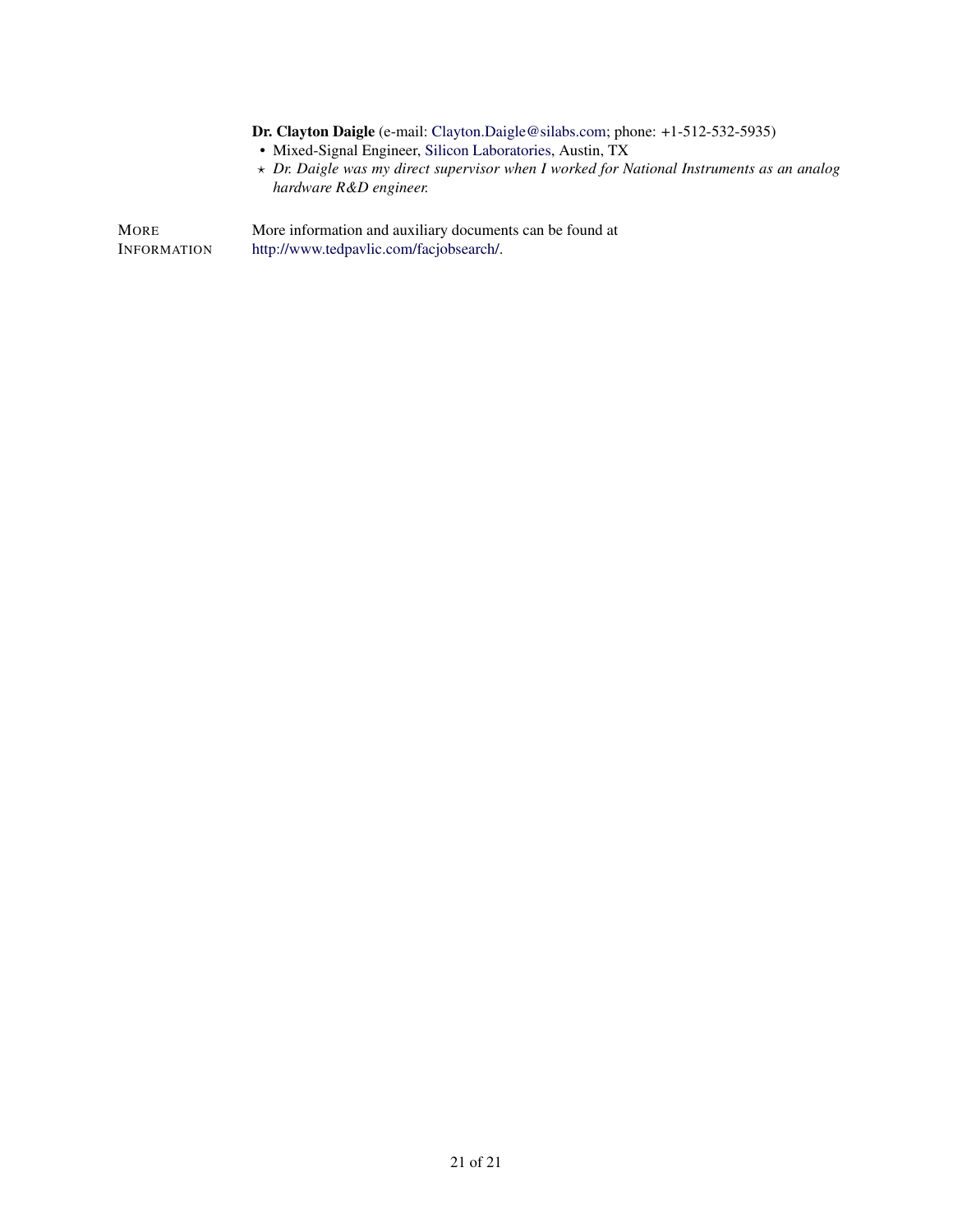**Dr. Clayton Daigle** (e-mail: Clayton.Daigle@silabs.com; phone: +1-512-532-5935)

- Mixed-Signal Engineer, Silicon Laboratories, Austin, TX
- ⋆ *Dr. Daigle was my direct supervisor when I worked for National Instruments as an analog hardware R&D engineer.*

MORE INFORMATION

More information and auxiliary documents can be found at http://www.tedpavlic.com/facjobsearch/.